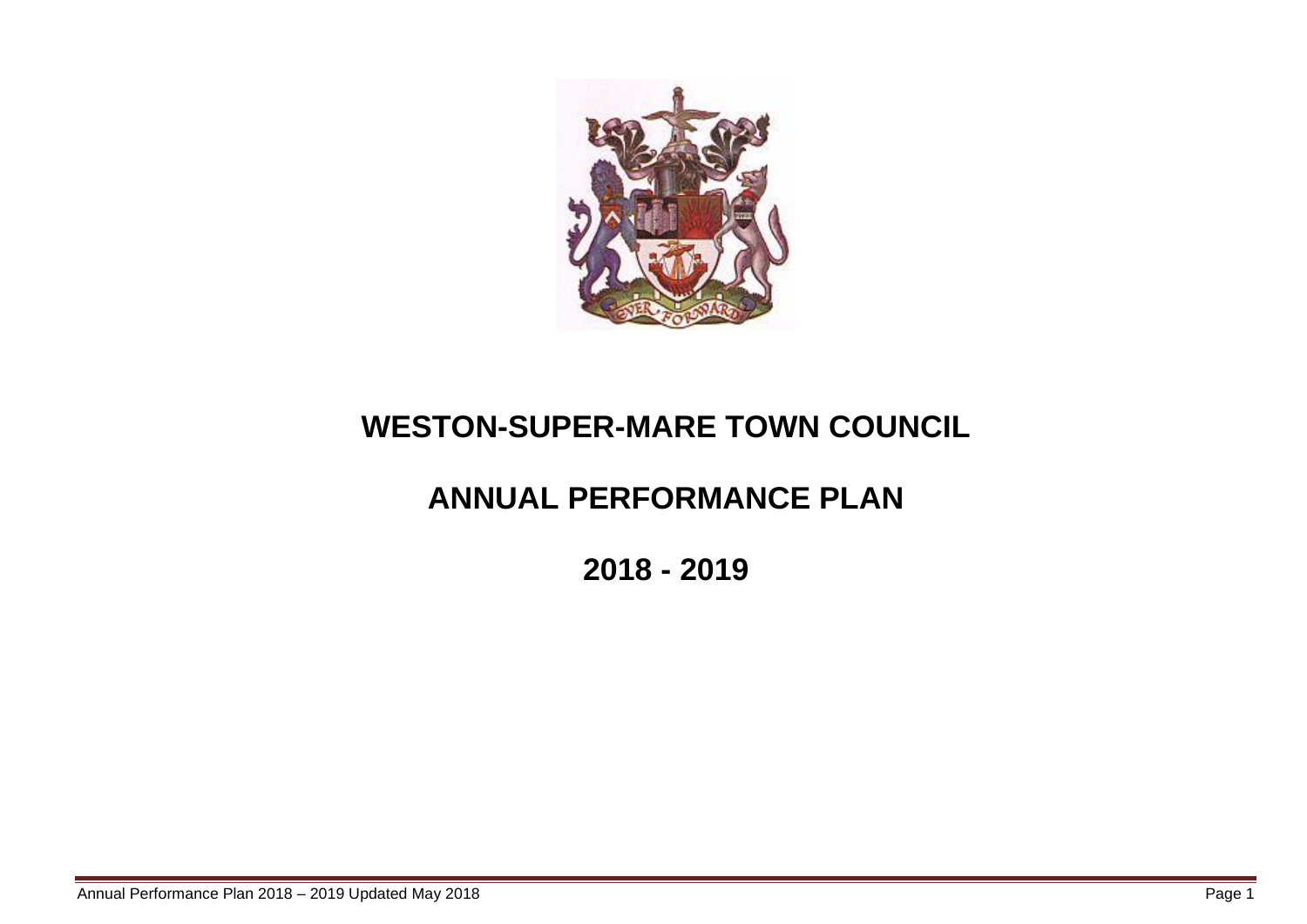# WESTON-SUPER-MARE TOWN COUNCIL

# ANNUAL PERFORMANCE PLAN

# 2018 - 2019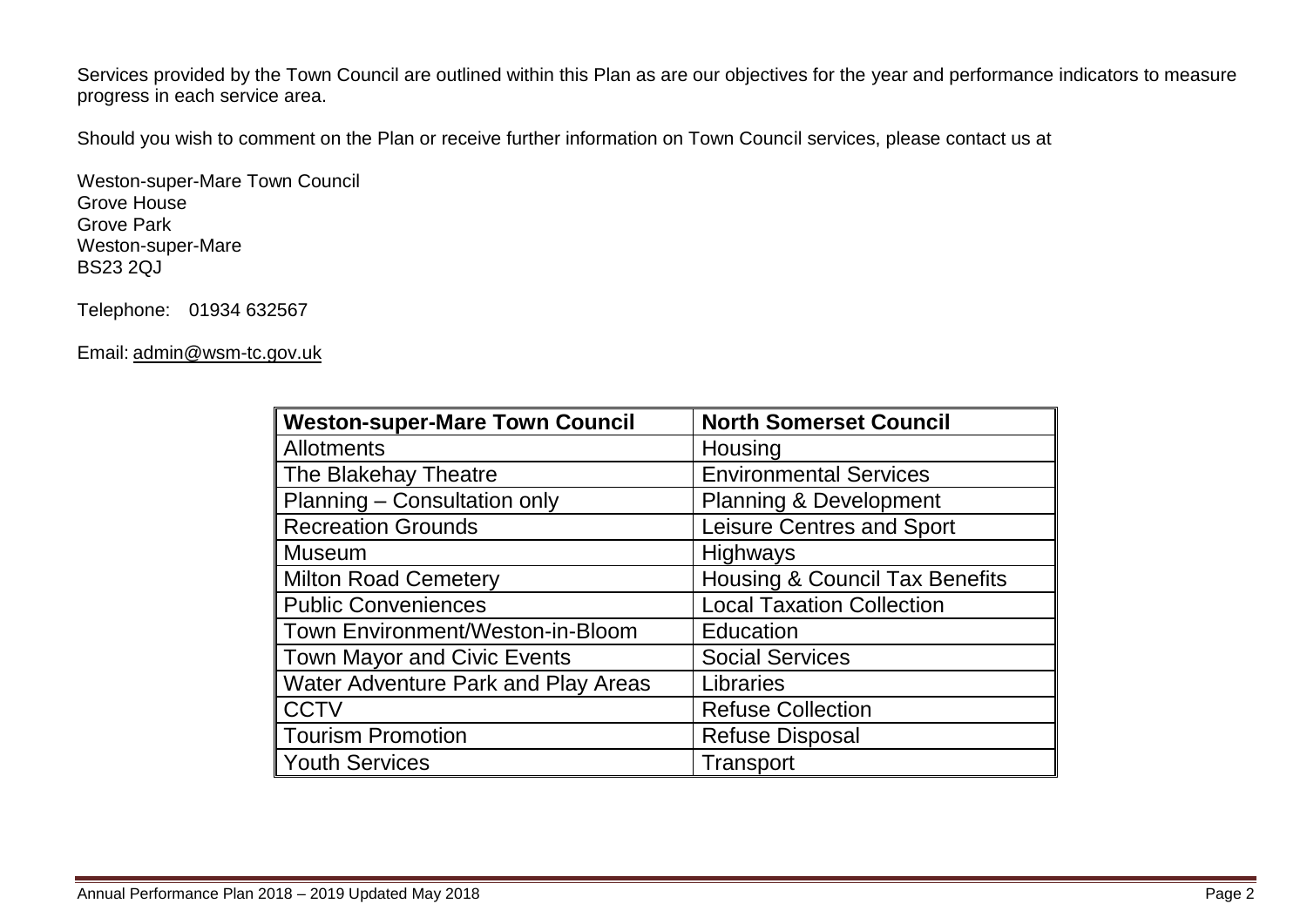Services provided by the Town Council are outlined within this Plan as are our objectives for the year and performance indicators to measure progress in each service area.

Should you wish to comment on the Plan or receive further information on Town Council services, please contact us at

Weston-super-Mare Town Council  
Grove House  
Grove Park  
Weston-super-Mare  
BS23 2QJ

Telephone: 01934 632567

Email: admin@wsm-tc.gov.uk

| Weston-super-Mare Town Council | North Somerset Council |
|---|---|
| Allotments | Housing |
| The Blakehay Theatre | Environmental Services |
| Planning – Consultation only | Planning & Development |
| Recreation Grounds | Leisure Centres and Sport |
| Museum | Highways |
| Milton Road Cemetery | Housing & Council Tax Benefits |
| Public Conveniences | Local Taxation Collection |
| Town Environment/Weston-in-Bloom | Education |
| Town Mayor and Civic Events | Social Services |
| Water Adventure Park and Play Areas | Libraries |
| CCTV | Refuse Collection |
| Tourism Promotion | Refuse Disposal |
| Youth Services | Transport |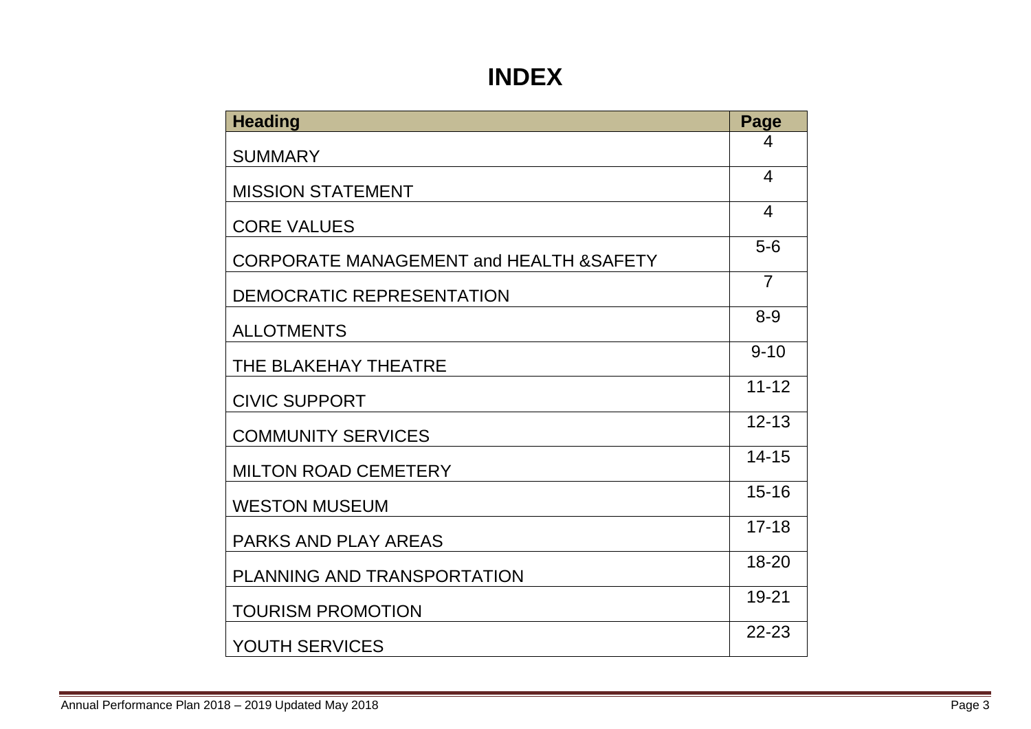# INDEX

| Heading | Page |
|---|---|
| SUMMARY | 4 |
| MISSION STATEMENT | 4 |
| CORE VALUES | 4 |
| CORPORATE MANAGEMENT and HEALTH &SAFETY | 5-6 |
| DEMOCRATIC REPRESENTATION | 7 |
| ALLOTMENTS | 8-9 |
| THE BLAKEHAY THEATRE | 9-10 |
| CIVIC SUPPORT | 11-12 |
| COMMUNITY SERVICES | 12-13 |
| MILTON ROAD CEMETERY | 14-15 |
| WESTON MUSEUM | 15-16 |
| PARKS AND PLAY AREAS | 17-18 |
| PLANNING AND TRANSPORTATION | 18-20 |
| TOURISM PROMOTION | 19-21 |
| YOUTH SERVICES | 22-23 |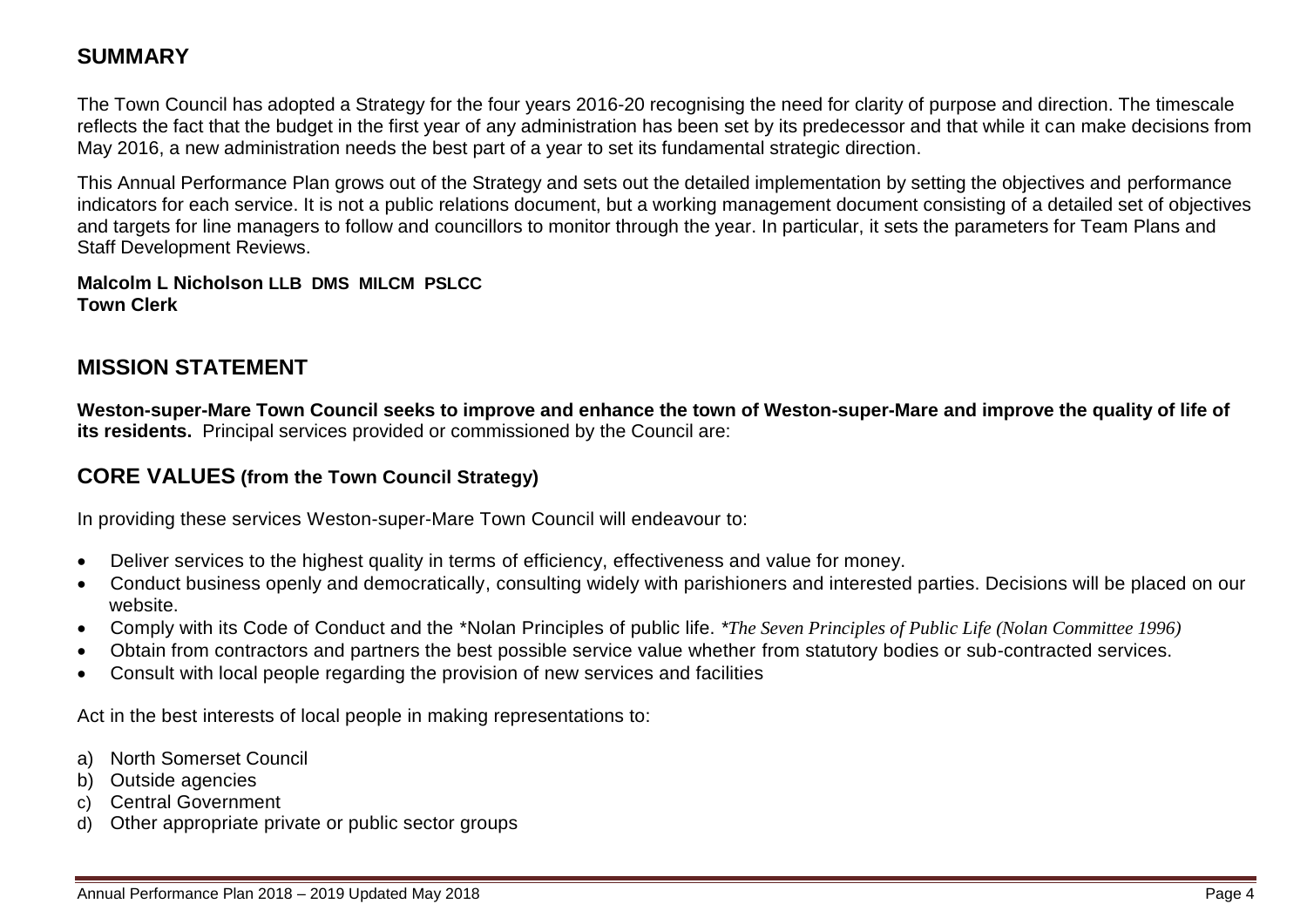## SUMMARY

The Town Council has adopted a Strategy for the four years 2016-20 recognising the need for clarity of purpose and direction. The timescale reflects the fact that the budget in the first year of any administration has been set by its predecessor and that while it can make decisions from May 2016, a new administration needs the best part of a year to set its fundamental strategic direction.

This Annual Performance Plan grows out of the Strategy and sets out the detailed implementation by setting the objectives and performance indicators for each service. It is not a public relations document, but a working management document consisting of a detailed set of objectives and targets for line managers to follow and councillors to monitor through the year. In particular, it sets the parameters for Team Plans and Staff Development Reviews.

**Malcolm L Nicholson LLB DMS MILCM PSLCC**
**Town Clerk**

## MISSION STATEMENT

**Weston-super-Mare Town Council seeks to improve and enhance the town of Weston-super-Mare and improve the quality of life of its residents.** Principal services provided or commissioned by the Council are:

## CORE VALUES (from the Town Council Strategy)

In providing these services Weston-super-Mare Town Council will endeavour to:

- Deliver services to the highest quality in terms of efficiency, effectiveness and value for money.
- Conduct business openly and democratically, consulting widely with parishioners and interested parties. Decisions will be placed on our website.
- Comply with its Code of Conduct and the *Nolan Principles of public life. *\*The Seven Principles of Public Life (Nolan Committee 1996)*
- Obtain from contractors and partners the best possible service value whether from statutory bodies or sub-contracted services.
- Consult with local people regarding the provision of new services and facilities

Act in the best interests of local people in making representations to:

a) North Somerset Council
b) Outside agencies
c) Central Government
d) Other appropriate private or public sector groups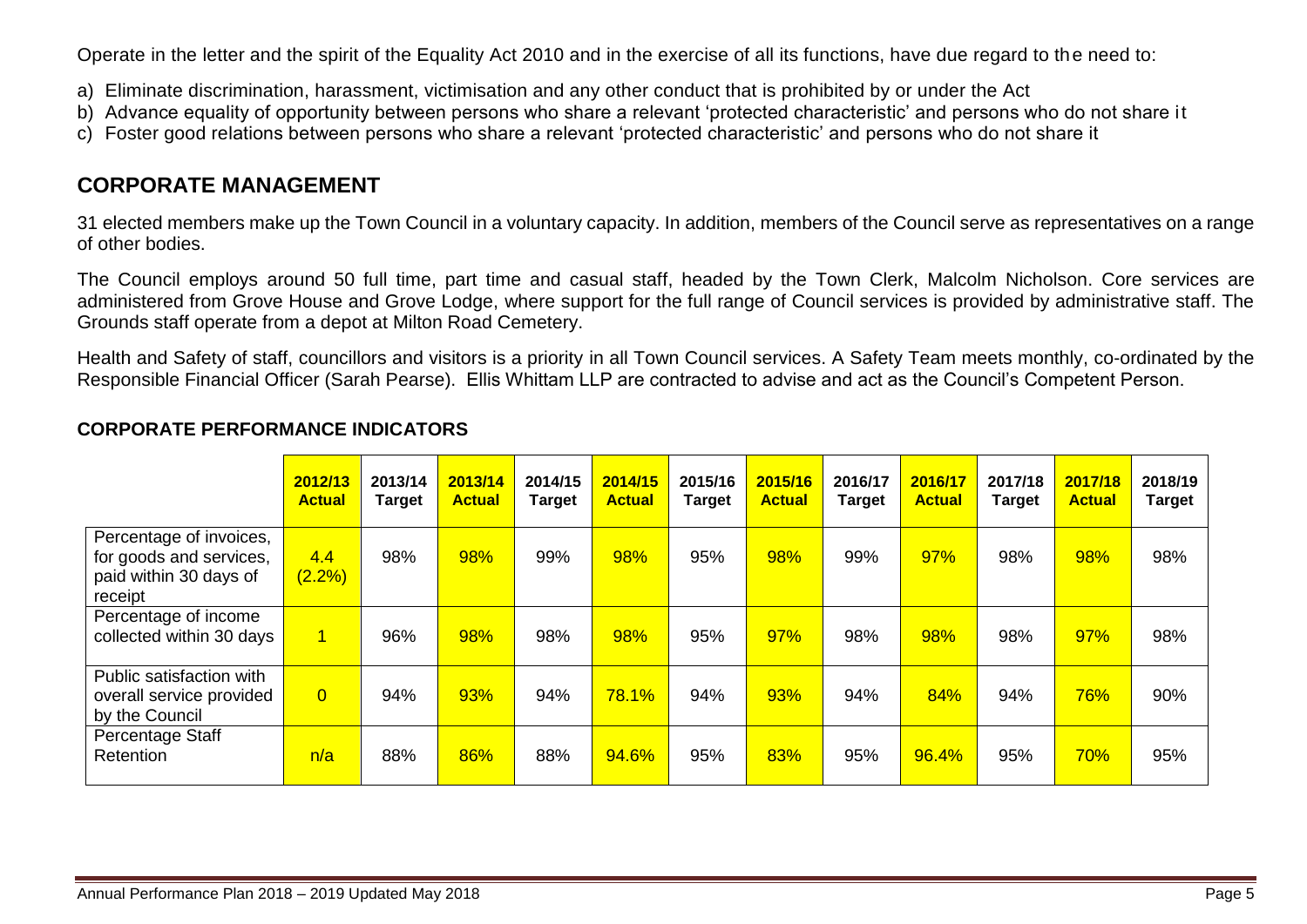Operate in the letter and the spirit of the Equality Act 2010 and in the exercise of all its functions, have due regard to the need to:

a) Eliminate discrimination, harassment, victimisation and any other conduct that is prohibited by or under the Act
b) Advance equality of opportunity between persons who share a relevant 'protected characteristic' and persons who do not share it
c) Foster good relations between persons who share a relevant 'protected characteristic' and persons who do not share it

## CORPORATE MANAGEMENT

31 elected members make up the Town Council in a voluntary capacity. In addition, members of the Council serve as representatives on a range of other bodies.

The Council employs around 50 full time, part time and casual staff, headed by the Town Clerk, Malcolm Nicholson. Core services are administered from Grove House and Grove Lodge, where support for the full range of Council services is provided by administrative staff. The Grounds staff operate from a depot at Milton Road Cemetery.

Health and Safety of staff, councillors and visitors is a priority in all Town Council services. A Safety Team meets monthly, co-ordinated by the Responsible Financial Officer (Sarah Pearse). Ellis Whittam LLP are contracted to advise and act as the Council's Competent Person.

### CORPORATE PERFORMANCE INDICATORS

| | 2012/13 Actual | 2013/14 Target | 2013/14 Actual | 2014/15 Target | 2014/15 Actual | 2015/16 Target | 2015/16 Actual | 2016/17 Target | 2016/17 Actual | 2017/18 Target | 2017/18 Actual | 2018/19 Target |
|---|---|---|---|---|---|---|---|---|---|---|---|---|
| Percentage of invoices, for goods and services, paid within 30 days of receipt | 4.4 (2.2%) | 98% | 98% | 99% | 98% | 95% | 98% | 99% | 97% | 98% | 98% | 98% |
| Percentage of income collected within 30 days | 1 | 96% | 98% | 98% | 98% | 95% | 97% | 98% | 98% | 98% | 97% | 98% |
| Public satisfaction with overall service provided by the Council | 0 | 94% | 93% | 94% | 78.1% | 94% | 93% | 94% | 84% | 94% | 76% | 90% |
| Percentage Staff Retention | n/a | 88% | 86% | 88% | 94.6% | 95% | 83% | 95% | 96.4% | 95% | 70% | 95% |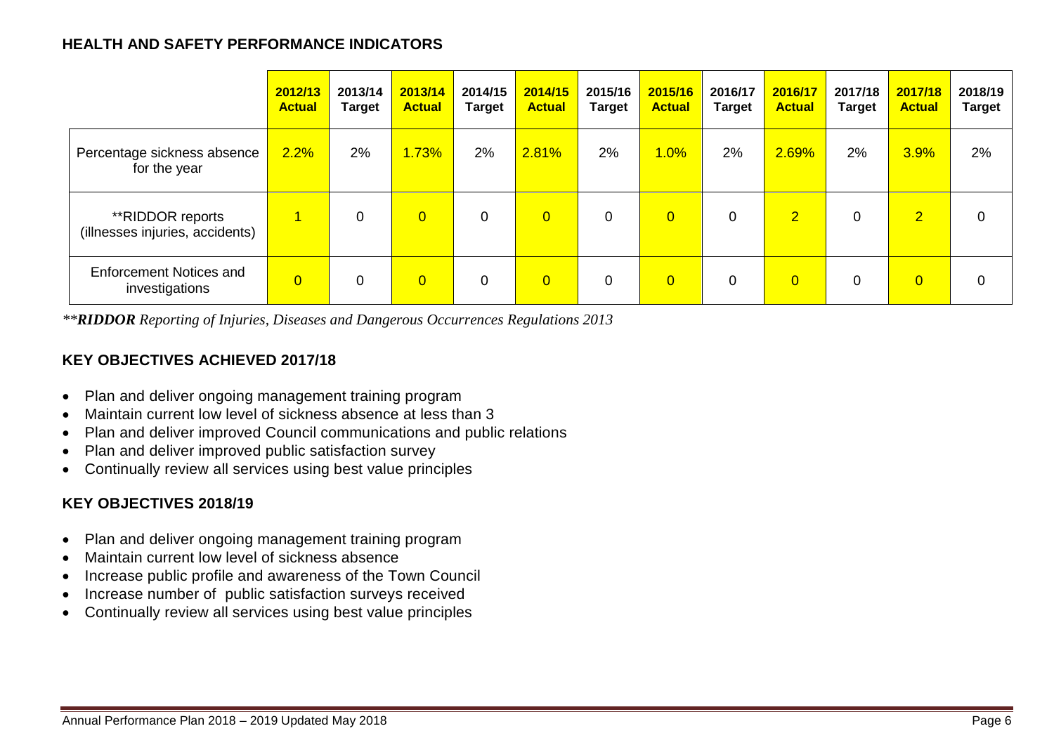## HEALTH AND SAFETY PERFORMANCE INDICATORS

| | 2012/13 Actual | 2013/14 Target | 2013/14 Actual | 2014/15 Target | 2014/15 Actual | 2015/16 Target | 2015/16 Actual | 2016/17 Target | 2016/17 Actual | 2017/18 Target | 2017/18 Actual | 2018/19 Target |
|---|---|---|---|---|---|---|---|---|---|---|---|---|
| Percentage sickness absence for the year | 2.2% | 2% | 1.73% | 2% | 2.81% | 2% | 1.0% | 2% | 2.69% | 2% | 3.9% | 2% |
| **RIDDOR reports (illnesses injuries, accidents) | 1 | 0 | 0 | 0 | 0 | 0 | 0 | 0 | 2 | 0 | 2 | 0 |
| Enforcement Notices and investigations | 0 | 0 | 0 | 0 | 0 | 0 | 0 | 0 | 0 | 0 | 0 | 0 |

*\*\***RIDDOR** Reporting of Injuries, Diseases and Dangerous Occurrences Regulations 2013*

### KEY OBJECTIVES ACHIEVED 2017/18

- Plan and deliver ongoing management training program
- Maintain current low level of sickness absence at less than 3
- Plan and deliver improved Council communications and public relations
- Plan and deliver improved public satisfaction survey
- Continually review all services using best value principles

### KEY OBJECTIVES 2018/19

- Plan and deliver ongoing management training program
- Maintain current low level of sickness absence
- Increase public profile and awareness of the Town Council
- Increase number of public satisfaction surveys received
- Continually review all services using best value principles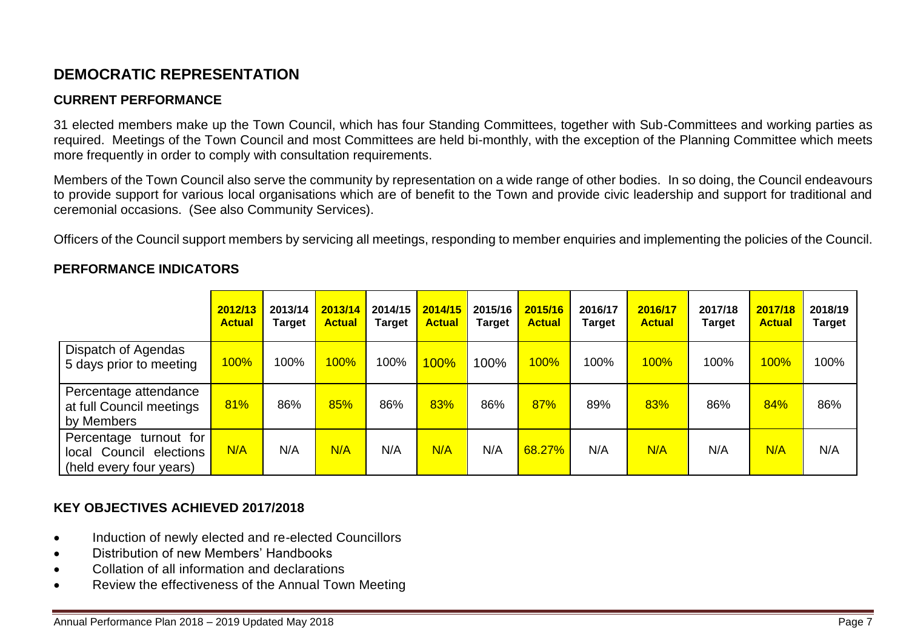## DEMOCRATIC REPRESENTATION

### CURRENT PERFORMANCE

31 elected members make up the Town Council, which has four Standing Committees, together with Sub-Committees and working parties as required. Meetings of the Town Council and most Committees are held bi-monthly, with the exception of the Planning Committee which meets more frequently in order to comply with consultation requirements.

Members of the Town Council also serve the community by representation on a wide range of other bodies. In so doing, the Council endeavours to provide support for various local organisations which are of benefit to the Town and provide civic leadership and support for traditional and ceremonial occasions. (See also Community Services).

Officers of the Council support members by servicing all meetings, responding to member enquiries and implementing the policies of the Council.

### PERFORMANCE INDICATORS

| | 2012/13 Actual | 2013/14 Target | 2013/14 Actual | 2014/15 Target | 2014/15 Actual | 2015/16 Target | 2015/16 Actual | 2016/17 Target | 2016/17 Actual | 2017/18 Target | 2017/18 Actual | 2018/19 Target |
|---|---|---|---|---|---|---|---|---|---|---|---|---|
| Dispatch of Agendas 5 days prior to meeting | 100% | 100% | 100% | 100% | 100% | 100% | 100% | 100% | 100% | 100% | 100% | 100% |
| Percentage attendance at full Council meetings by Members | 81% | 86% | 85% | 86% | 83% | 86% | 87% | 89% | 83% | 86% | 84% | 86% |
| Percentage turnout for local Council elections (held every four years) | N/A | N/A | N/A | N/A | N/A | N/A | 68.27% | N/A | N/A | N/A | N/A | N/A |

### KEY OBJECTIVES ACHIEVED 2017/2018

- Induction of newly elected and re-elected Councillors
- Distribution of new Members' Handbooks
- Collation of all information and declarations
- Review the effectiveness of the Annual Town Meeting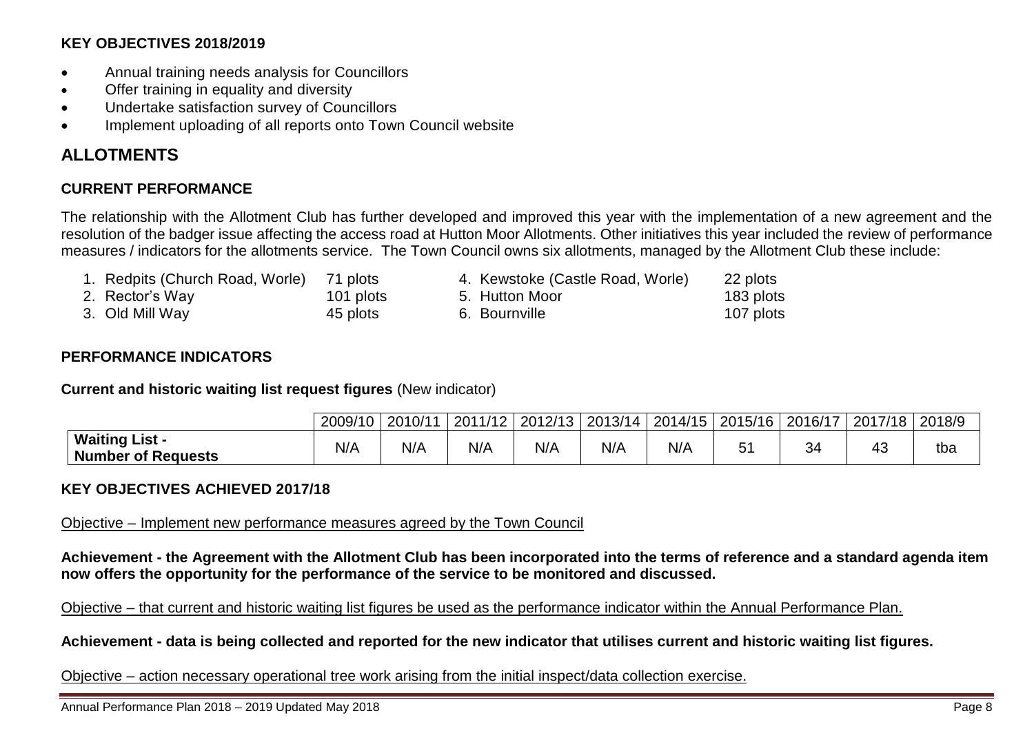### KEY OBJECTIVES 2018/2019

- Annual training needs analysis for Councillors
- Offer training in equality and diversity
- Undertake satisfaction survey of Councillors
- Implement uploading of all reports onto Town Council website

## ALLOTMENTS

### CURRENT PERFORMANCE

The relationship with the Allotment Club has further developed and improved this year with the implementation of a new agreement and the resolution of the badger issue affecting the access road at Hutton Moor Allotments. Other initiatives this year included the review of performance measures / indicators for the allotments service. The Town Council owns six allotments, managed by the Allotment Club these include:

1. Redpits (Church Road, Worle) 71 plots
2. Rector's Way 101 plots
3. Old Mill Way 45 plots
4. Kewstoke (Castle Road, Worle) 22 plots
5. Hutton Moor 183 plots
6. Bournville 107 plots

### PERFORMANCE INDICATORS

**Current and historic waiting list request figures** (New indicator)

| | 2009/10 | 2010/11 | 2011/12 | 2012/13 | 2013/14 | 2014/15 | 2015/16 | 2016/17 | 2017/18 | 2018/9 |
|---|---|---|---|---|---|---|---|---|---|---|
| **Waiting List - Number of Requests** | N/A | N/A | N/A | N/A | N/A | N/A | 51 | 34 | 43 | tba |

### KEY OBJECTIVES ACHIEVED 2017/18

Objective – Implement new performance measures agreed by the Town Council

**Achievement - the Agreement with the Allotment Club has been incorporated into the terms of reference and a standard agenda item now offers the opportunity for the performance of the service to be monitored and discussed.**

Objective – that current and historic waiting list figures be used as the performance indicator within the Annual Performance Plan.

**Achievement - data is being collected and reported for the new indicator that utilises current and historic waiting list figures.**

Objective – action necessary operational tree work arising from the initial inspect/data collection exercise.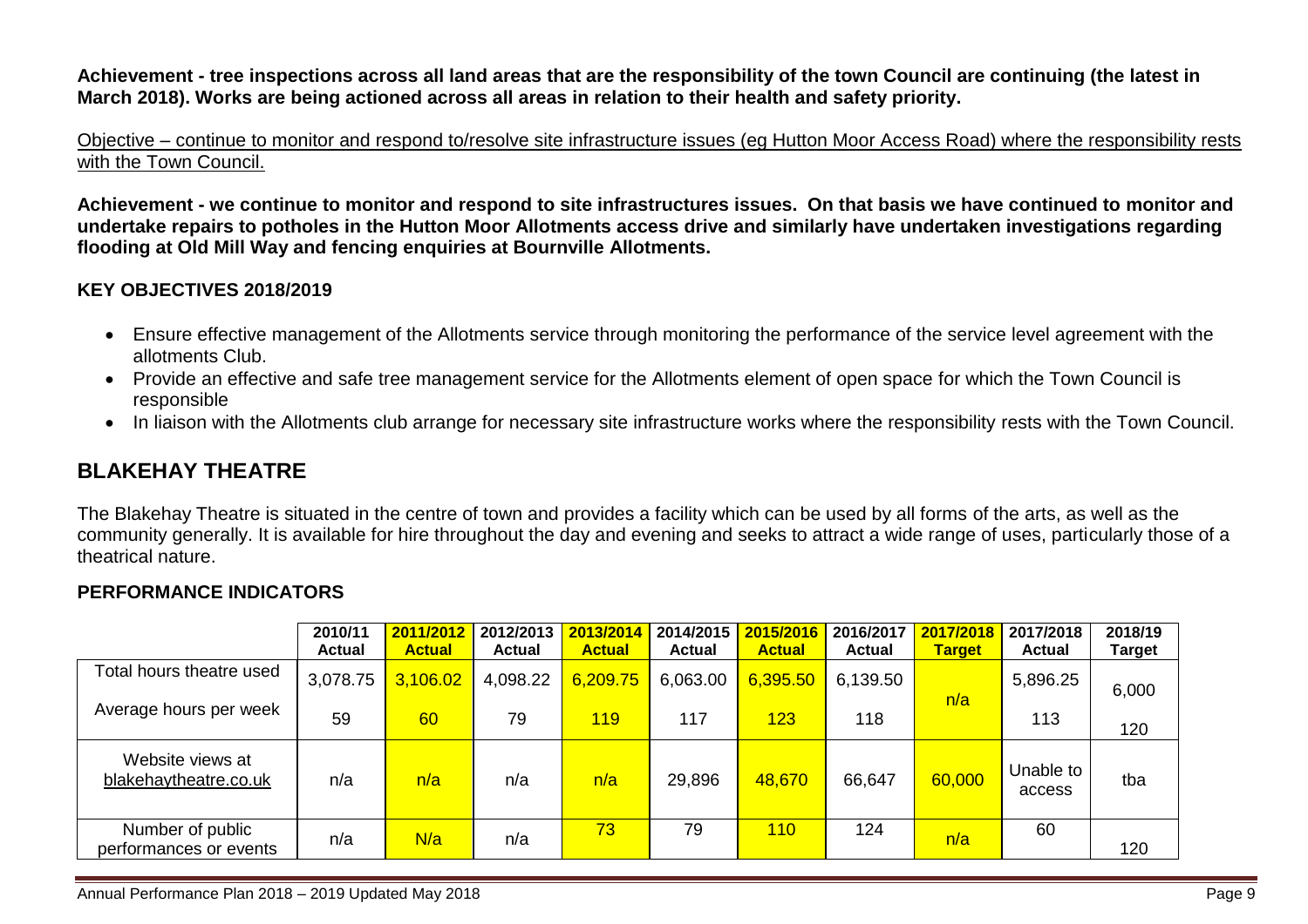**Achievement - tree inspections across all land areas that are the responsibility of the town Council are continuing (the latest in March 2018). Works are being actioned across all areas in relation to their health and safety priority.**

Objective – continue to monitor and respond to/resolve site infrastructure issues (eg Hutton Moor Access Road) where the responsibility rests with the Town Council.

**Achievement - we continue to monitor and respond to site infrastructures issues. On that basis we have continued to monitor and undertake repairs to potholes in the Hutton Moor Allotments access drive and similarly have undertaken investigations regarding flooding at Old Mill Way and fencing enquiries at Bournville Allotments.**

**KEY OBJECTIVES 2018/2019**

- Ensure effective management of the Allotments service through monitoring the performance of the service level agreement with the allotments Club.
- Provide an effective and safe tree management service for the Allotments element of open space for which the Town Council is responsible
- In liaison with the Allotments club arrange for necessary site infrastructure works where the responsibility rests with the Town Council.

## BLAKEHAY THEATRE

The Blakehay Theatre is situated in the centre of town and provides a facility which can be used by all forms of the arts, as well as the community generally. It is available for hire throughout the day and evening and seeks to attract a wide range of uses, particularly those of a theatrical nature.

**PERFORMANCE INDICATORS**

| | 2010/11 Actual | 2011/2012 Actual | 2012/2013 Actual | 2013/2014 Actual | 2014/2015 Actual | 2015/2016 Actual | 2016/2017 Actual | 2017/2018 Target | 2017/2018 Actual | 2018/19 Target |
|---|---|---|---|---|---|---|---|---|---|---|
| Total hours theatre used | 3,078.75 | 3,106.02 | 4,098.22 | 6,209.75 | 6,063.00 | 6,395.50 | 6,139.50 | n/a | 5,896.25 | 6,000 |
| Average hours per week | 59 | 60 | 79 | 119 | 117 | 123 | 118 | | 113 | 120 |
| Website views at blakehaytheatre.co.uk | n/a | n/a | n/a | n/a | 29,896 | 48,670 | 66,647 | 60,000 | Unable to access | tba |
| Number of public performances or events | n/a | N/a | n/a | 73 | 79 | 110 | 124 | n/a | 60 | 120 |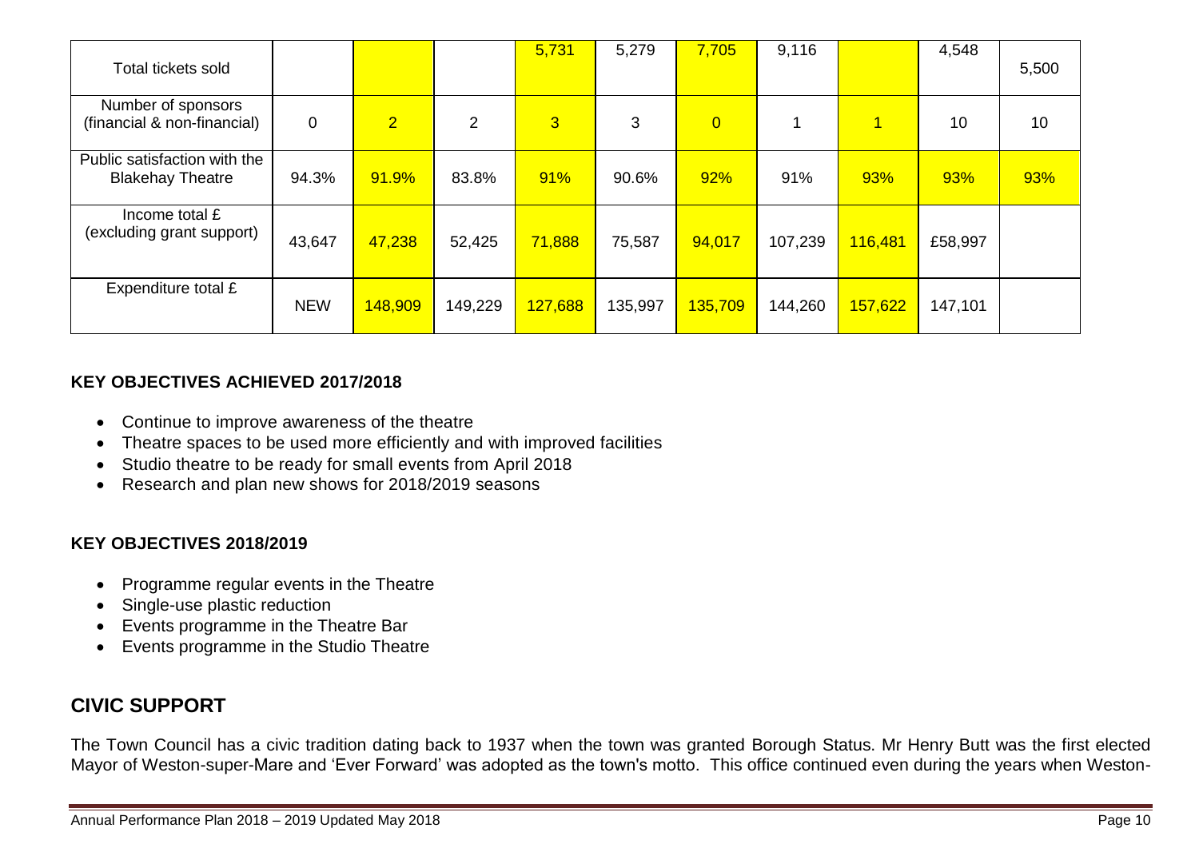| Total tickets sold | | | | 5,731 | 5,279 | 7,705 | 9,116 | | 4,548 | 5,500 |
|---|---|---|---|---|---|---|---|---|---|---|
| Number of sponsors (financial & non-financial) | 0 | 2 | 2 | 3 | 3 | 0 | 1 | 1 | 10 | 10 |
| Public satisfaction with the Blakehay Theatre | 94.3% | 91.9% | 83.8% | 91% | 90.6% | 92% | 91% | 93% | 93% | 93% |
| Income total £ (excluding grant support) | 43,647 | 47,238 | 52,425 | 71,888 | 75,587 | 94,017 | 107,239 | 116,481 | £58,997 | |
| Expenditure total £ | NEW | 148,909 | 149,229 | 127,688 | 135,997 | 135,709 | 144,260 | 157,622 | 147,101 | |

**KEY OBJECTIVES ACHIEVED 2017/2018**

- Continue to improve awareness of the theatre
- Theatre spaces to be used more efficiently and with improved facilities
- Studio theatre to be ready for small events from April 2018
- Research and plan new shows for 2018/2019 seasons

**KEY OBJECTIVES 2018/2019**

- Programme regular events in the Theatre
- Single-use plastic reduction
- Events programme in the Theatre Bar
- Events programme in the Studio Theatre

## CIVIC SUPPORT

The Town Council has a civic tradition dating back to 1937 when the town was granted Borough Status. Mr Henry Butt was the first elected Mayor of Weston-super-Mare and 'Ever Forward' was adopted as the town's motto. This office continued even during the years when Weston-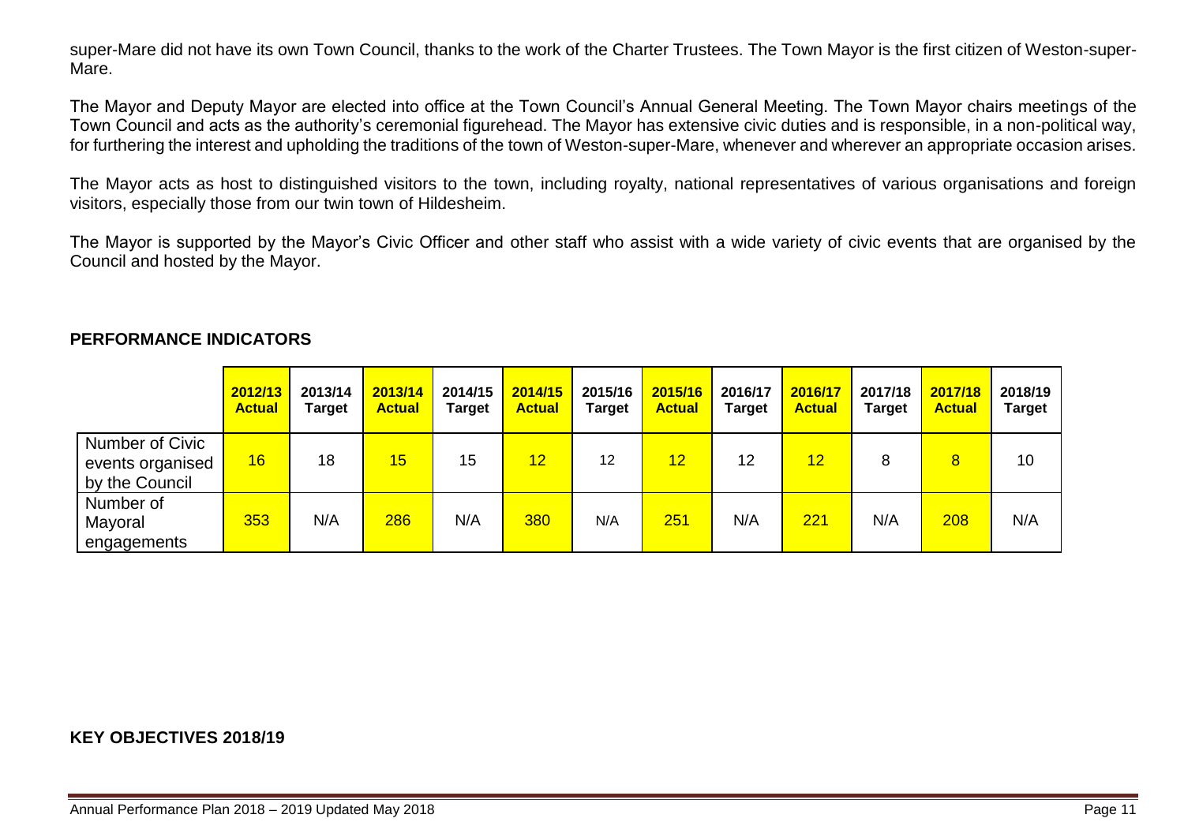super-Mare did not have its own Town Council, thanks to the work of the Charter Trustees. The Town Mayor is the first citizen of Weston-super-Mare.

The Mayor and Deputy Mayor are elected into office at the Town Council's Annual General Meeting. The Town Mayor chairs meetings of the Town Council and acts as the authority's ceremonial figurehead. The Mayor has extensive civic duties and is responsible, in a non-political way, for furthering the interest and upholding the traditions of the town of Weston-super-Mare, whenever and wherever an appropriate occasion arises.

The Mayor acts as host to distinguished visitors to the town, including royalty, national representatives of various organisations and foreign visitors, especially those from our twin town of Hildesheim.

The Mayor is supported by the Mayor's Civic Officer and other staff who assist with a wide variety of civic events that are organised by the Council and hosted by the Mayor.

**PERFORMANCE INDICATORS**

| | 2012/13 Actual | 2013/14 Target | 2013/14 Actual | 2014/15 Target | 2014/15 Actual | 2015/16 Target | 2015/16 Actual | 2016/17 Target | 2016/17 Actual | 2017/18 Target | 2017/18 Actual | 2018/19 Target |
|---|---|---|---|---|---|---|---|---|---|---|---|---|
| Number of Civic events organised by the Council | 16 | 18 | 15 | 15 | 12 | 12 | 12 | 12 | 12 | 8 | 8 | 10 |
| Number of Mayoral engagements | 353 | N/A | 286 | N/A | 380 | N/A | 251 | N/A | 221 | N/A | 208 | N/A |

**KEY OBJECTIVES 2018/19**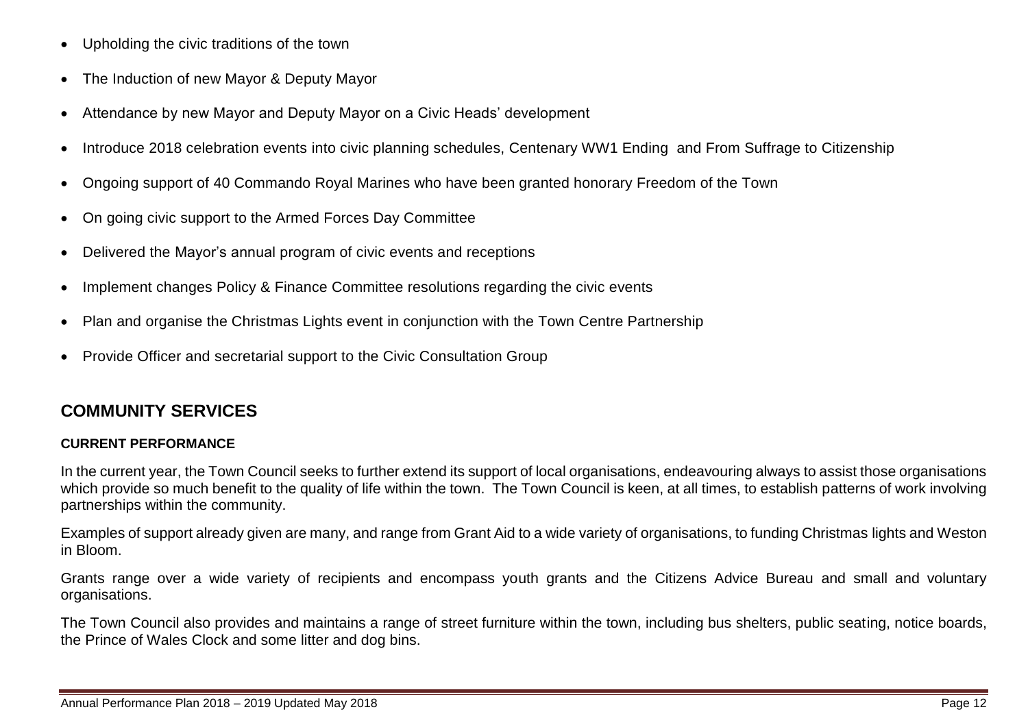- Upholding the civic traditions of the town
- The Induction of new Mayor & Deputy Mayor
- Attendance by new Mayor and Deputy Mayor on a Civic Heads' development
- Introduce 2018 celebration events into civic planning schedules, Centenary WW1 Ending and From Suffrage to Citizenship
- Ongoing support of 40 Commando Royal Marines who have been granted honorary Freedom of the Town
- On going civic support to the Armed Forces Day Committee
- Delivered the Mayor's annual program of civic events and receptions
- Implement changes Policy & Finance Committee resolutions regarding the civic events
- Plan and organise the Christmas Lights event in conjunction with the Town Centre Partnership
- Provide Officer and secretarial support to the Civic Consultation Group

## COMMUNITY SERVICES

### CURRENT PERFORMANCE

In the current year, the Town Council seeks to further extend its support of local organisations, endeavouring always to assist those organisations which provide so much benefit to the quality of life within the town. The Town Council is keen, at all times, to establish patterns of work involving partnerships within the community.

Examples of support already given are many, and range from Grant Aid to a wide variety of organisations, to funding Christmas lights and Weston in Bloom.

Grants range over a wide variety of recipients and encompass youth grants and the Citizens Advice Bureau and small and voluntary organisations.

The Town Council also provides and maintains a range of street furniture within the town, including bus shelters, public seating, notice boards, the Prince of Wales Clock and some litter and dog bins.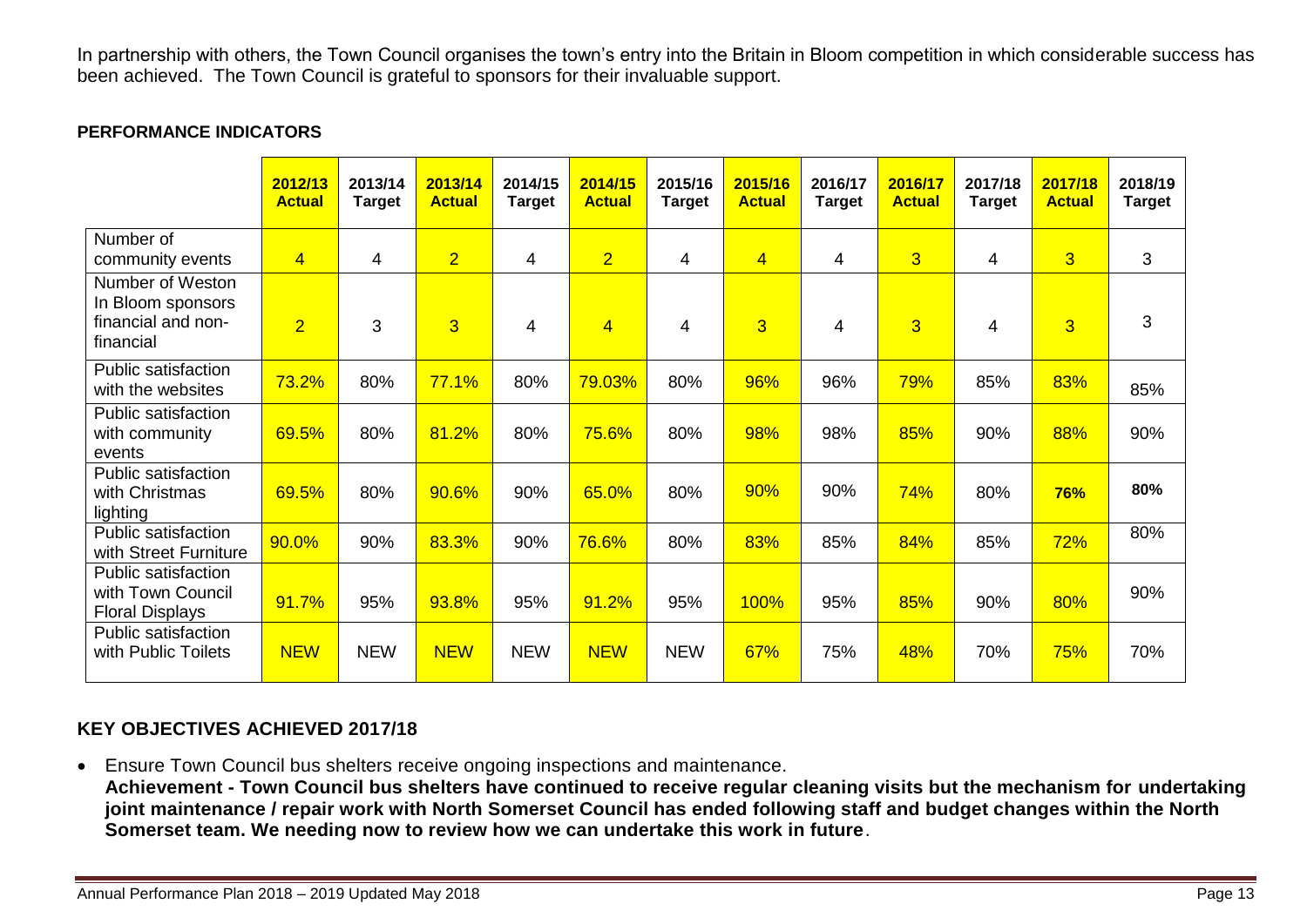In partnership with others, the Town Council organises the town's entry into the Britain in Bloom competition in which considerable success has been achieved. The Town Council is grateful to sponsors for their invaluable support.

**PERFORMANCE INDICATORS**

| | 2012/13 Actual | 2013/14 Target | 2013/14 Actual | 2014/15 Target | 2014/15 Actual | 2015/16 Target | 2015/16 Actual | 2016/17 Target | 2016/17 Actual | 2017/18 Target | 2017/18 Actual | 2018/19 Target |
|---|---|---|---|---|---|---|---|---|---|---|---|---|
| Number of community events | 4 | 4 | 2 | 4 | 2 | 4 | 4 | 4 | 3 | 4 | 3 | 3 |
| Number of Weston In Bloom sponsors financial and non-financial | 2 | 3 | 3 | 4 | 4 | 4 | 3 | 4 | 3 | 4 | 3 | 3 |
| Public satisfaction with the websites | 73.2% | 80% | 77.1% | 80% | 79.03% | 80% | 96% | 96% | 79% | 85% | 83% | 85% |
| Public satisfaction with community events | 69.5% | 80% | 81.2% | 80% | 75.6% | 80% | 98% | 98% | 85% | 90% | 88% | 90% |
| Public satisfaction with Christmas lighting | 69.5% | 80% | 90.6% | 90% | 65.0% | 80% | 90% | 90% | 74% | 80% | **76%** | **80%** |
| Public satisfaction with Street Furniture | 90.0% | 90% | 83.3% | 90% | 76.6% | 80% | 83% | 85% | 84% | 85% | 72% | 80% |
| Public satisfaction with Town Council Floral Displays | 91.7% | 95% | 93.8% | 95% | 91.2% | 95% | 100% | 95% | 85% | 90% | 80% | 90% |
| Public satisfaction with Public Toilets | NEW | NEW | NEW | NEW | NEW | NEW | 67% | 75% | 48% | 70% | 75% | 70% |

## KEY OBJECTIVES ACHIEVED 2017/18

- Ensure Town Council bus shelters receive ongoing inspections and maintenance.
  **Achievement - Town Council bus shelters have continued to receive regular cleaning visits but the mechanism for undertaking joint maintenance / repair work with North Somerset Council has ended following staff and budget changes within the North Somerset team. We needing now to review how we can undertake this work in future**.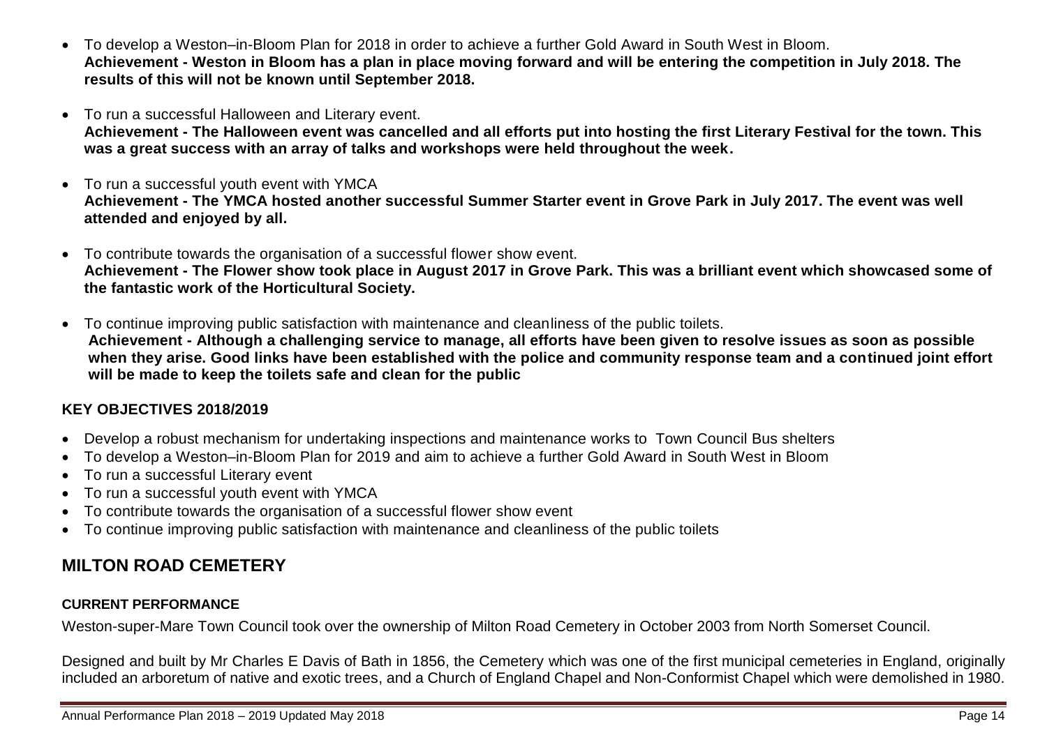- To develop a Weston–in-Bloom Plan for 2018 in order to achieve a further Gold Award in South West in Bloom.
  **Achievement - Weston in Bloom has a plan in place moving forward and will be entering the competition in July 2018. The results of this will not be known until September 2018.**

- To run a successful Halloween and Literary event.
  **Achievement - The Halloween event was cancelled and all efforts put into hosting the first Literary Festival for the town. This was a great success with an array of talks and workshops were held throughout the week.**

- To run a successful youth event with YMCA
  **Achievement - The YMCA hosted another successful Summer Starter event in Grove Park in July 2017. The event was well attended and enjoyed by all.**

- To contribute towards the organisation of a successful flower show event.
  **Achievement - The Flower show took place in August 2017 in Grove Park. This was a brilliant event which showcased some of the fantastic work of the Horticultural Society.**

- To continue improving public satisfaction with maintenance and cleanliness of the public toilets.
  **Achievement - Although a challenging service to manage, all efforts have been given to resolve issues as soon as possible when they arise. Good links have been established with the police and community response team and a continued joint effort will be made to keep the toilets safe and clean for the public**

### KEY OBJECTIVES 2018/2019

- Develop a robust mechanism for undertaking inspections and maintenance works to Town Council Bus shelters
- To develop a Weston–in-Bloom Plan for 2019 and aim to achieve a further Gold Award in South West in Bloom
- To run a successful Literary event
- To run a successful youth event with YMCA
- To contribute towards the organisation of a successful flower show event
- To continue improving public satisfaction with maintenance and cleanliness of the public toilets

## MILTON ROAD CEMETERY

#### CURRENT PERFORMANCE

Weston-super-Mare Town Council took over the ownership of Milton Road Cemetery in October 2003 from North Somerset Council.

Designed and built by Mr Charles E Davis of Bath in 1856, the Cemetery which was one of the first municipal cemeteries in England, originally included an arboretum of native and exotic trees, and a Church of England Chapel and Non-Conformist Chapel which were demolished in 1980.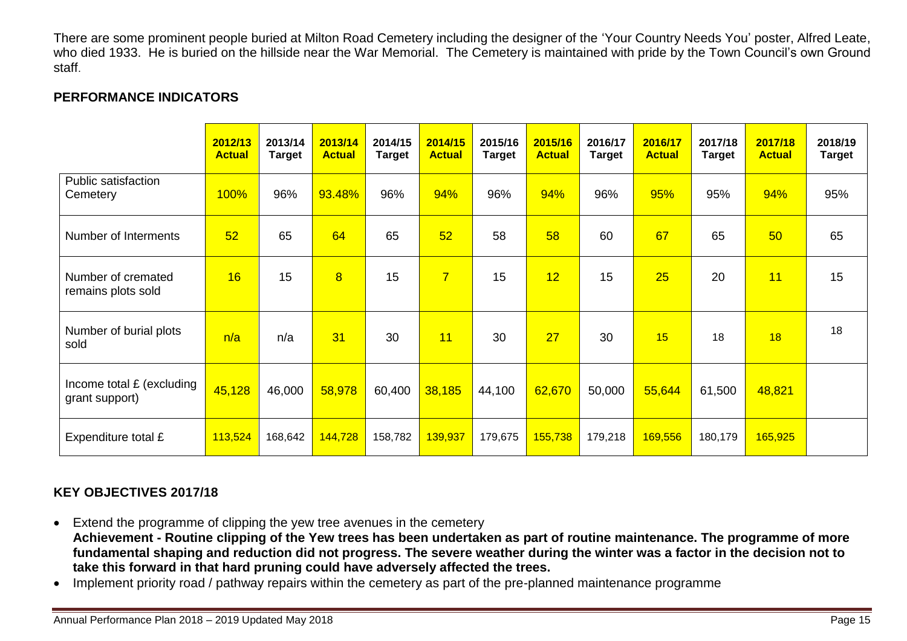There are some prominent people buried at Milton Road Cemetery including the designer of the 'Your Country Needs You' poster, Alfred Leate, who died 1933. He is buried on the hillside near the War Memorial. The Cemetery is maintained with pride by the Town Council's own Ground staff.

## PERFORMANCE INDICATORS

| | 2012/13 Actual | 2013/14 Target | 2013/14 Actual | 2014/15 Target | 2014/15 Actual | 2015/16 Target | 2015/16 Actual | 2016/17 Target | 2016/17 Actual | 2017/18 Target | 2017/18 Actual | 2018/19 Target |
|---|---|---|---|---|---|---|---|---|---|---|---|---|
| Public satisfaction Cemetery | 100% | 96% | 93.48% | 96% | 94% | 96% | 94% | 96% | 95% | 95% | 94% | 95% |
| Number of Interments | 52 | 65 | 64 | 65 | 52 | 58 | 58 | 60 | 67 | 65 | 50 | 65 |
| Number of cremated remains plots sold | 16 | 15 | 8 | 15 | 7 | 15 | 12 | 15 | 25 | 20 | 11 | 15 |
| Number of burial plots sold | n/a | n/a | 31 | 30 | 11 | 30 | 27 | 30 | 15 | 18 | 18 | 18 |
| Income total £ (excluding grant support) | 45,128 | 46,000 | 58,978 | 60,400 | 38,185 | 44,100 | 62,670 | 50,000 | 55,644 | 61,500 | 48,821 | |
| Expenditure total £ | 113,524 | 168,642 | 144,728 | 158,782 | 139,937 | 179,675 | 155,738 | 179,218 | 169,556 | 180,179 | 165,925 | |

## KEY OBJECTIVES 2017/18

- Extend the programme of clipping the yew tree avenues in the cemetery
  **Achievement - Routine clipping of the Yew trees has been undertaken as part of routine maintenance. The programme of more fundamental shaping and reduction did not progress. The severe weather during the winter was a factor in the decision not to take this forward in that hard pruning could have adversely affected the trees.**
- Implement priority road / pathway repairs within the cemetery as part of the pre-planned maintenance programme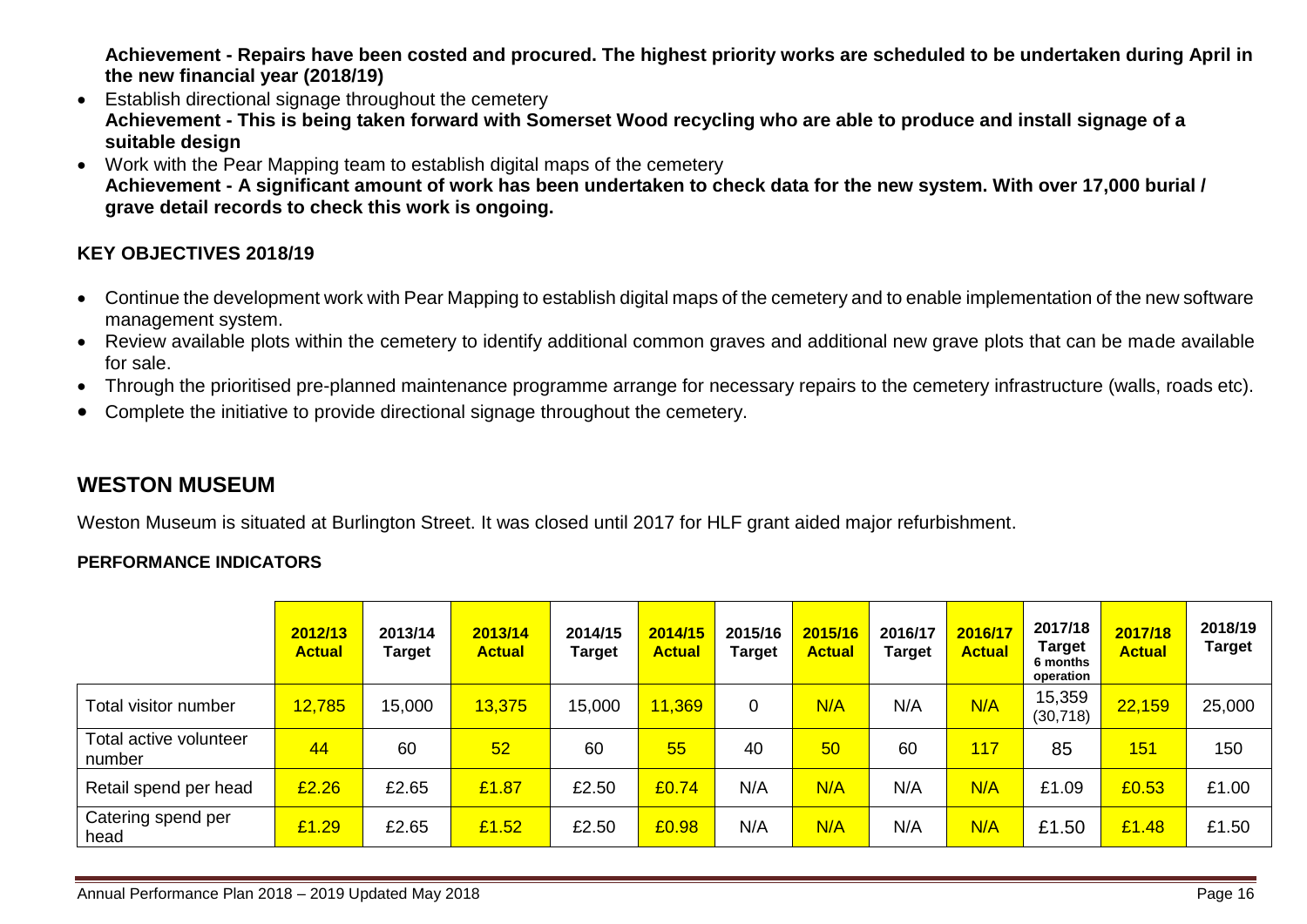**Achievement - Repairs have been costed and procured. The highest priority works are scheduled to be undertaken during April in the new financial year (2018/19)**

- Establish directional signage throughout the cemetery
  **Achievement - This is being taken forward with Somerset Wood recycling who are able to produce and install signage of a suitable design**
- Work with the Pear Mapping team to establish digital maps of the cemetery
  **Achievement - A significant amount of work has been undertaken to check data for the new system. With over 17,000 burial / grave detail records to check this work is ongoing.**

### KEY OBJECTIVES 2018/19

- Continue the development work with Pear Mapping to establish digital maps of the cemetery and to enable implementation of the new software management system.
- Review available plots within the cemetery to identify additional common graves and additional new grave plots that can be made available for sale.
- Through the prioritised pre-planned maintenance programme arrange for necessary repairs to the cemetery infrastructure (walls, roads etc).
- Complete the initiative to provide directional signage throughout the cemetery.

## WESTON MUSEUM

Weston Museum is situated at Burlington Street. It was closed until 2017 for HLF grant aided major refurbishment.

### PERFORMANCE INDICATORS

| | 2012/13 Actual | 2013/14 Target | 2013/14 Actual | 2014/15 Target | 2014/15 Actual | 2015/16 Target | 2015/16 Actual | 2016/17 Target | 2016/17 Actual | 2017/18 Target 6 months operation | 2017/18 Actual | 2018/19 Target |
|---|---|---|---|---|---|---|---|---|---|---|---|---|
| Total visitor number | 12,785 | 15,000 | 13,375 | 15,000 | 11,369 | 0 | N/A | N/A | N/A | 15,359 (30,718) | 22,159 | 25,000 |
| Total active volunteer number | 44 | 60 | 52 | 60 | 55 | 40 | 50 | 60 | 117 | 85 | 151 | 150 |
| Retail spend per head | £2.26 | £2.65 | £1.87 | £2.50 | £0.74 | N/A | N/A | N/A | N/A | £1.09 | £0.53 | £1.00 |
| Catering spend per head | £1.29 | £2.65 | £1.52 | £2.50 | £0.98 | N/A | N/A | N/A | N/A | £1.50 | £1.48 | £1.50 |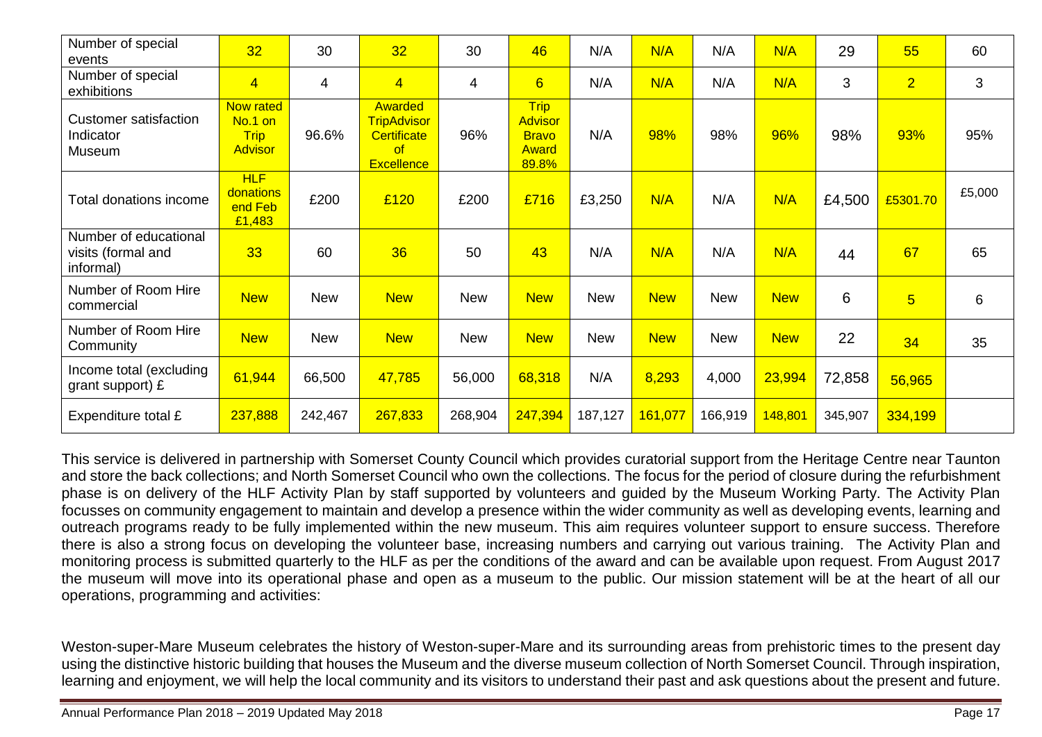| Number of special events | 32 | 30 | 32 | 30 | 46 | N/A | N/A | N/A | N/A | 29 | 55 | 60 |
|---|---|---|---|---|---|---|---|---|---|---|---|---|
| Number of special exhibitions | 4 | 4 | 4 | 4 | 6 | N/A | N/A | N/A | N/A | 3 | 2 | 3 |
| Customer satisfaction Indicator Museum | Now rated No.1 on Trip Advisor | 96.6% | Awarded TripAdvisor Certificate of Excellence | 96% | Trip Advisor Bravo Award 89.8% | N/A | 98% | 98% | 96% | 98% | 93% | 95% |
| Total donations income | HLF donations end Feb £1,483 | £200 | £120 | £200 | £716 | £3,250 | N/A | N/A | N/A | £4,500 | £5301.70 | £5,000 |
| Number of educational visits (formal and informal) | 33 | 60 | 36 | 50 | 43 | N/A | N/A | N/A | N/A | 44 | 67 | 65 |
| Number of Room Hire commercial | New | New | New | New | New | New | New | New | New | 6 | 5 | 6 |
| Number of Room Hire Community | New | New | New | New | New | New | New | New | New | 22 | 34 | 35 |
| Income total (excluding grant support) £ | 61,944 | 66,500 | 47,785 | 56,000 | 68,318 | N/A | 8,293 | 4,000 | 23,994 | 72,858 | 56,965 | |
| Expenditure total £ | 237,888 | 242,467 | 267,833 | 268,904 | 247,394 | 187,127 | 161,077 | 166,919 | 148,801 | 345,907 | 334,199 | |

This service is delivered in partnership with Somerset County Council which provides curatorial support from the Heritage Centre near Taunton and store the back collections; and North Somerset Council who own the collections. The focus for the period of closure during the refurbishment phase is on delivery of the HLF Activity Plan by staff supported by volunteers and guided by the Museum Working Party. The Activity Plan focusses on community engagement to maintain and develop a presence within the wider community as well as developing events, learning and outreach programs ready to be fully implemented within the new museum. This aim requires volunteer support to ensure success. Therefore there is also a strong focus on developing the volunteer base, increasing numbers and carrying out various training. The Activity Plan and monitoring process is submitted quarterly to the HLF as per the conditions of the award and can be available upon request. From August 2017 the museum will move into its operational phase and open as a museum to the public. Our mission statement will be at the heart of all our operations, programming and activities:

Weston-super-Mare Museum celebrates the history of Weston-super-Mare and its surrounding areas from prehistoric times to the present day using the distinctive historic building that houses the Museum and the diverse museum collection of North Somerset Council. Through inspiration, learning and enjoyment, we will help the local community and its visitors to understand their past and ask questions about the present and future.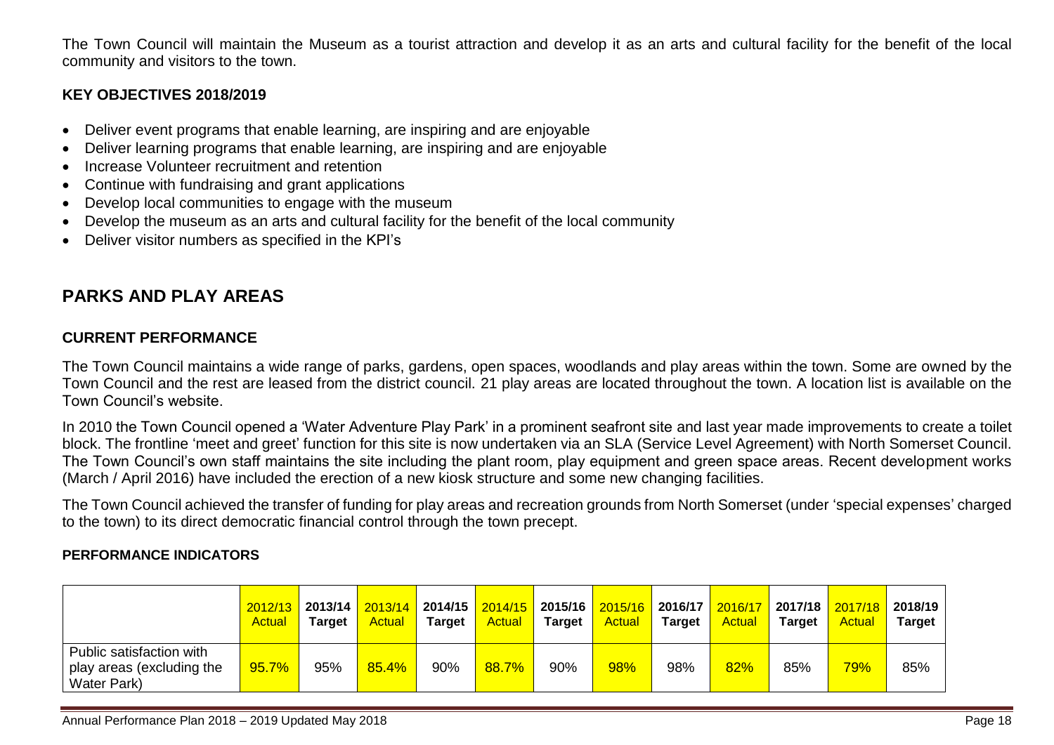The Town Council will maintain the Museum as a tourist attraction and develop it as an arts and cultural facility for the benefit of the local community and visitors to the town.

**KEY OBJECTIVES 2018/2019**

- Deliver event programs that enable learning, are inspiring and are enjoyable
- Deliver learning programs that enable learning, are inspiring and are enjoyable
- Increase Volunteer recruitment and retention
- Continue with fundraising and grant applications
- Develop local communities to engage with the museum
- Develop the museum as an arts and cultural facility for the benefit of the local community
- Deliver visitor numbers as specified in the KPI's

## PARKS AND PLAY AREAS

### CURRENT PERFORMANCE

The Town Council maintains a wide range of parks, gardens, open spaces, woodlands and play areas within the town. Some are owned by the Town Council and the rest are leased from the district council. 21 play areas are located throughout the town. A location list is available on the Town Council's website.

In 2010 the Town Council opened a 'Water Adventure Play Park' in a prominent seafront site and last year made improvements to create a toilet block. The frontline 'meet and greet' function for this site is now undertaken via an SLA (Service Level Agreement) with North Somerset Council. The Town Council's own staff maintains the site including the plant room, play equipment and green space areas. Recent development works (March / April 2016) have included the erection of a new kiosk structure and some new changing facilities.

The Town Council achieved the transfer of funding for play areas and recreation grounds from North Somerset (under 'special expenses' charged to the town) to its direct democratic financial control through the town precept.

### PERFORMANCE INDICATORS

| | 2012/13 Actual | 2013/14 Target | 2013/14 Actual | 2014/15 Target | 2014/15 Actual | 2015/16 Target | 2015/16 Actual | 2016/17 Target | 2016/17 Actual | 2017/18 Target | 2017/18 Actual | 2018/19 Target |
|---|---|---|---|---|---|---|---|---|---|---|---|---|
| Public satisfaction with play areas (excluding the Water Park) | 95.7% | 95% | 85.4% | 90% | 88.7% | 90% | 98% | 98% | 82% | 85% | 79% | 85% |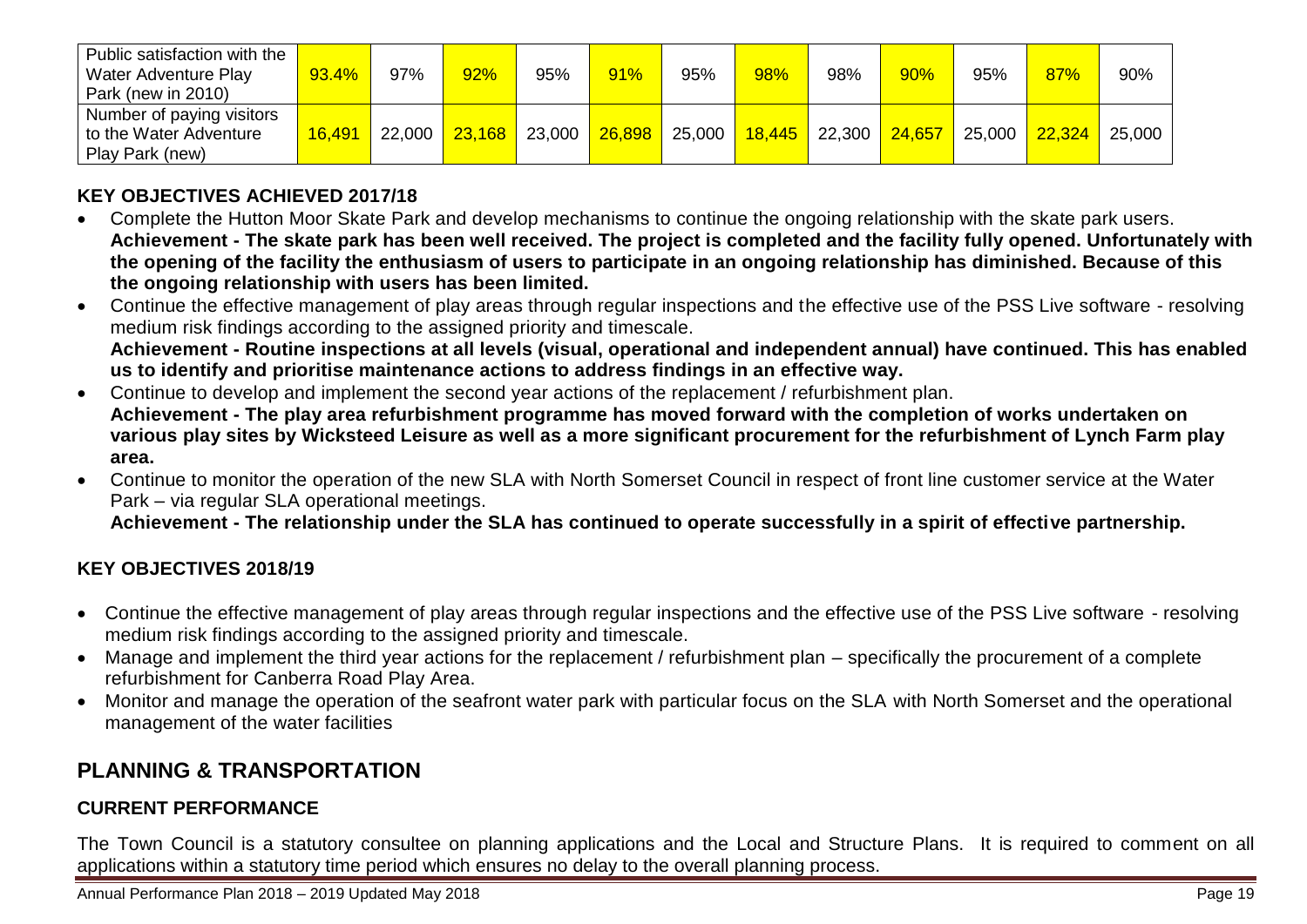| Public satisfaction with the Water Adventure Play Park (new in 2010) | 93.4% | 97% | 92% | 95% | 91% | 95% | 98% | 98% | 90% | 95% | 87% | 90% |
|---|---|---|---|---|---|---|---|---|---|---|---|---|
| Number of paying visitors to the Water Adventure Play Park (new) | 16,491 | 22,000 | 23,168 | 23,000 | 26,898 | 25,000 | 18,445 | 22,300 | 24,657 | 25,000 | 22,324 | 25,000 |

### KEY OBJECTIVES ACHIEVED 2017/18

- Complete the Hutton Moor Skate Park and develop mechanisms to continue the ongoing relationship with the skate park users.
  **Achievement - The skate park has been well received. The project is completed and the facility fully opened. Unfortunately with the opening of the facility the enthusiasm of users to participate in an ongoing relationship has diminished. Because of this the ongoing relationship with users has been limited.**
- Continue the effective management of play areas through regular inspections and the effective use of the PSS Live software - resolving medium risk findings according to the assigned priority and timescale.
  **Achievement - Routine inspections at all levels (visual, operational and independent annual) have continued. This has enabled us to identify and prioritise maintenance actions to address findings in an effective way.**
- Continue to develop and implement the second year actions of the replacement / refurbishment plan.
  **Achievement - The play area refurbishment programme has moved forward with the completion of works undertaken on various play sites by Wicksteed Leisure as well as a more significant procurement for the refurbishment of Lynch Farm play area.**
- Continue to monitor the operation of the new SLA with North Somerset Council in respect of front line customer service at the Water Park – via regular SLA operational meetings.
  **Achievement - The relationship under the SLA has continued to operate successfully in a spirit of effective partnership.**

### KEY OBJECTIVES 2018/19

- Continue the effective management of play areas through regular inspections and the effective use of the PSS Live software - resolving medium risk findings according to the assigned priority and timescale.
- Manage and implement the third year actions for the replacement / refurbishment plan – specifically the procurement of a complete refurbishment for Canberra Road Play Area.
- Monitor and manage the operation of the seafront water park with particular focus on the SLA with North Somerset and the operational management of the water facilities

## PLANNING & TRANSPORTATION

### CURRENT PERFORMANCE

The Town Council is a statutory consultee on planning applications and the Local and Structure Plans. It is required to comment on all applications within a statutory time period which ensures no delay to the overall planning process.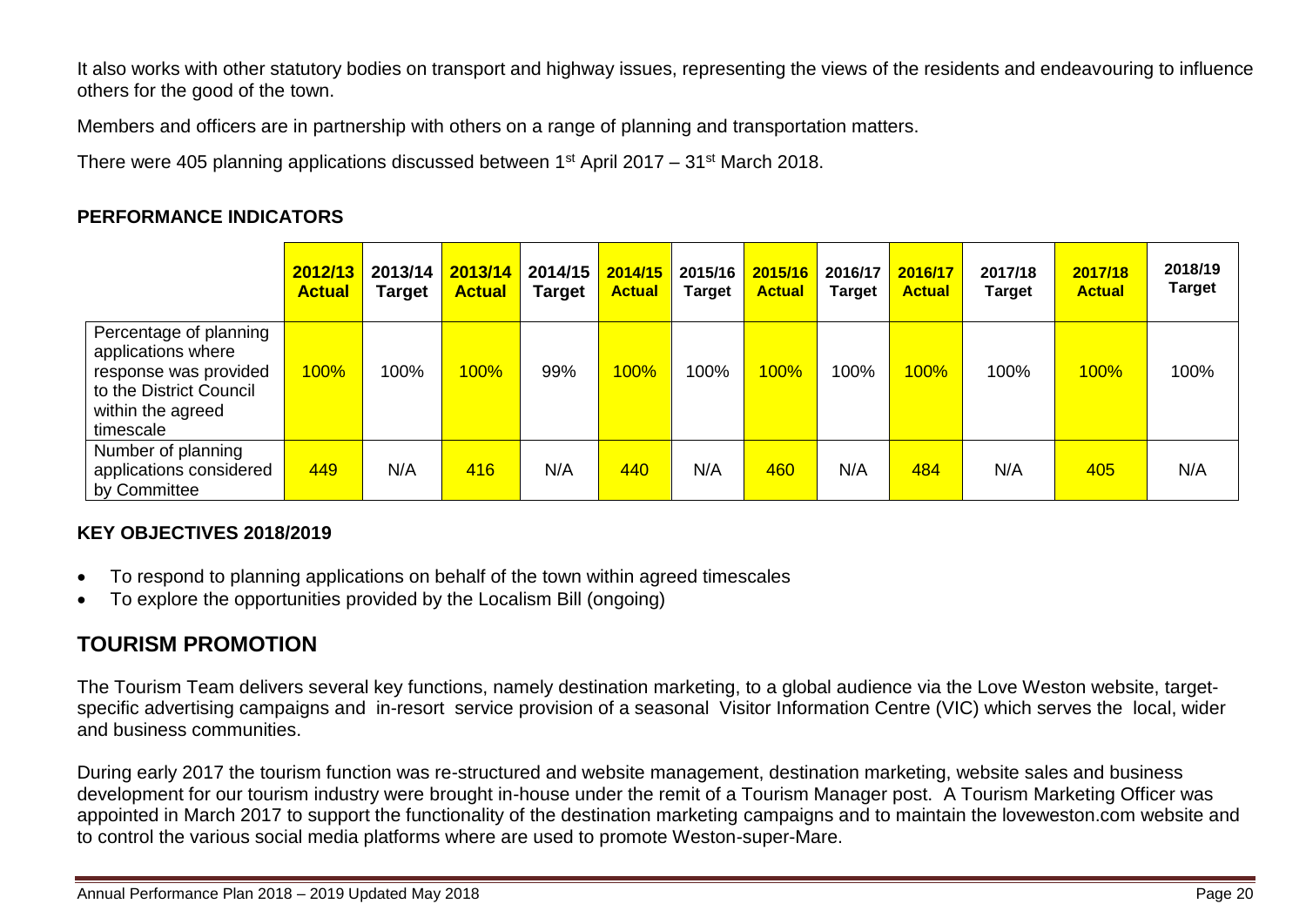It also works with other statutory bodies on transport and highway issues, representing the views of the residents and endeavouring to influence others for the good of the town.

Members and officers are in partnership with others on a range of planning and transportation matters.

There were 405 planning applications discussed between 1st April 2017 – 31st March 2018.

**PERFORMANCE INDICATORS**

| | 2012/13 Actual | 2013/14 Target | 2013/14 Actual | 2014/15 Target | 2014/15 Actual | 2015/16 Target | 2015/16 Actual | 2016/17 Target | 2016/17 Actual | 2017/18 Target | 2017/18 Actual | 2018/19 Target |
|---|---|---|---|---|---|---|---|---|---|---|---|---|
| Percentage of planning applications where response was provided to the District Council within the agreed timescale | 100% | 100% | 100% | 99% | 100% | 100% | 100% | 100% | 100% | 100% | 100% | 100% |
| Number of planning applications considered by Committee | 449 | N/A | 416 | N/A | 440 | N/A | 460 | N/A | 484 | N/A | 405 | N/A |

**KEY OBJECTIVES 2018/2019**

- To respond to planning applications on behalf of the town within agreed timescales
- To explore the opportunities provided by the Localism Bill (ongoing)

## TOURISM PROMOTION

The Tourism Team delivers several key functions, namely destination marketing, to a global audience via the Love Weston website, target-specific advertising campaigns and in-resort service provision of a seasonal Visitor Information Centre (VIC) which serves the local, wider and business communities.

During early 2017 the tourism function was re-structured and website management, destination marketing, website sales and business development for our tourism industry were brought in-house under the remit of a Tourism Manager post. A Tourism Marketing Officer was appointed in March 2017 to support the functionality of the destination marketing campaigns and to maintain the loveweston.com website and to control the various social media platforms where are used to promote Weston-super-Mare.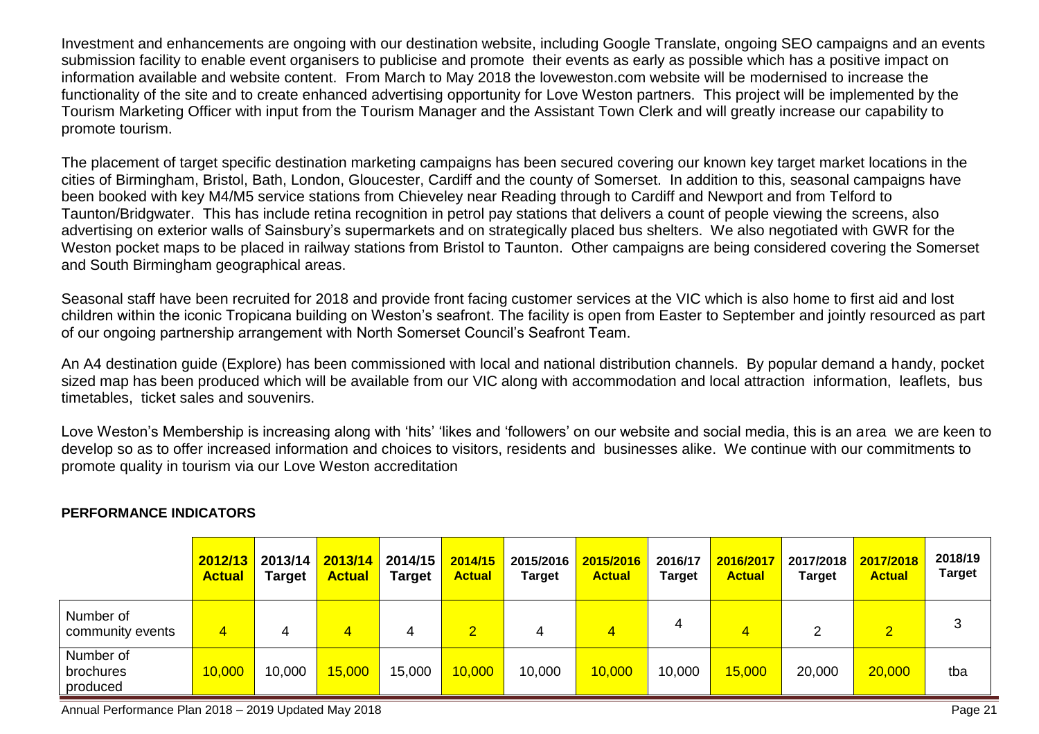Investment and enhancements are ongoing with our destination website, including Google Translate, ongoing SEO campaigns and an events submission facility to enable event organisers to publicise and promote their events as early as possible which has a positive impact on information available and website content. From March to May 2018 the loveweston.com website will be modernised to increase the functionality of the site and to create enhanced advertising opportunity for Love Weston partners. This project will be implemented by the Tourism Marketing Officer with input from the Tourism Manager and the Assistant Town Clerk and will greatly increase our capability to promote tourism.

The placement of target specific destination marketing campaigns has been secured covering our known key target market locations in the cities of Birmingham, Bristol, Bath, London, Gloucester, Cardiff and the county of Somerset. In addition to this, seasonal campaigns have been booked with key M4/M5 service stations from Chieveley near Reading through to Cardiff and Newport and from Telford to Taunton/Bridgwater. This has include retina recognition in petrol pay stations that delivers a count of people viewing the screens, also advertising on exterior walls of Sainsbury's supermarkets and on strategically placed bus shelters. We also negotiated with GWR for the Weston pocket maps to be placed in railway stations from Bristol to Taunton. Other campaigns are being considered covering the Somerset and South Birmingham geographical areas.

Seasonal staff have been recruited for 2018 and provide front facing customer services at the VIC which is also home to first aid and lost children within the iconic Tropicana building on Weston's seafront. The facility is open from Easter to September and jointly resourced as part of our ongoing partnership arrangement with North Somerset Council's Seafront Team.

An A4 destination guide (Explore) has been commissioned with local and national distribution channels. By popular demand a handy, pocket sized map has been produced which will be available from our VIC along with accommodation and local attraction information, leaflets, bus timetables, ticket sales and souvenirs.

Love Weston's Membership is increasing along with 'hits' 'likes and 'followers' on our website and social media, this is an area we are keen to develop so as to offer increased information and choices to visitors, residents and businesses alike. We continue with our commitments to promote quality in tourism via our Love Weston accreditation

**PERFORMANCE INDICATORS**

| | 2012/13 Actual | 2013/14 Target | 2013/14 Actual | 2014/15 Target | 2014/15 Actual | 2015/2016 Target | 2015/2016 Actual | 2016/17 Target | 2016/2017 Actual | 2017/2018 Target | 2017/2018 Actual | 2018/19 Target |
|---|---|---|---|---|---|---|---|---|---|---|---|---|
| Number of community events | 4 | 4 | 4 | 4 | 2 | 4 | 4 | 4 | 4 | 2 | 2 | 3 |
| Number of brochures produced | 10,000 | 10,000 | 15,000 | 15,000 | 10,000 | 10,000 | 10,000 | 10,000 | 15,000 | 20,000 | 20,000 | tba |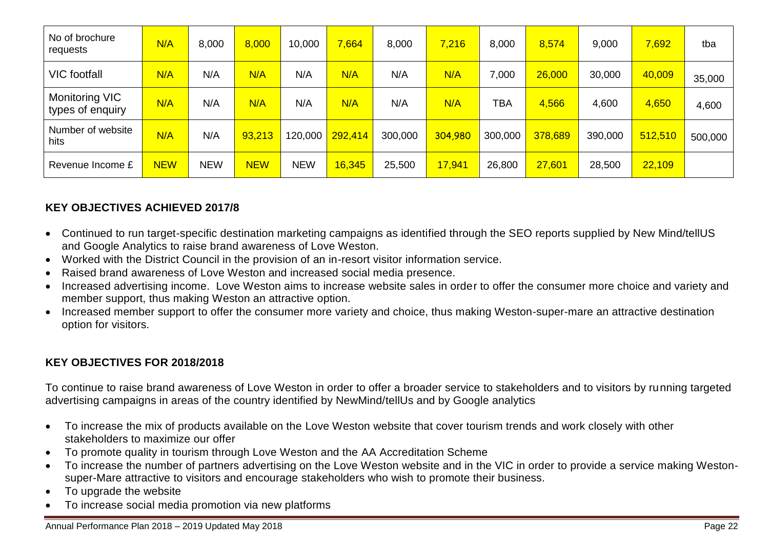| No of brochure requests | N/A | 8,000 | 8,000 | 10,000 | 7,664 | 8,000 | 7,216 | 8,000 | 8,574 | 9,000 | 7,692 | tba |
|---|---|---|---|---|---|---|---|---|---|---|---|---|
| VIC footfall | N/A | N/A | N/A | N/A | N/A | N/A | N/A | 7,000 | 26,000 | 30,000 | 40,009 | 35,000 |
| Monitoring VIC types of enquiry | N/A | N/A | N/A | N/A | N/A | N/A | N/A | TBA | 4,566 | 4,600 | 4,650 | 4,600 |
| Number of website hits | N/A | N/A | 93,213 | 120,000 | 292,414 | 300,000 | 304,980 | 300,000 | 378,689 | 390,000 | 512,510 | 500,000 |
| Revenue Income £ | NEW | NEW | NEW | NEW | 16,345 | 25,500 | 17,941 | 26,800 | 27,601 | 28,500 | 22,109 | |

**KEY OBJECTIVES ACHIEVED 2017/8**

- Continued to run target-specific destination marketing campaigns as identified through the SEO reports supplied by New Mind/tellUS and Google Analytics to raise brand awareness of Love Weston.
- Worked with the District Council in the provision of an in-resort visitor information service.
- Raised brand awareness of Love Weston and increased social media presence.
- Increased advertising income. Love Weston aims to increase website sales in order to offer the consumer more choice and variety and member support, thus making Weston an attractive option.
- Increased member support to offer the consumer more variety and choice, thus making Weston-super-mare an attractive destination option for visitors.

**KEY OBJECTIVES FOR 2018/2018**

To continue to raise brand awareness of Love Weston in order to offer a broader service to stakeholders and to visitors by running targeted advertising campaigns in areas of the country identified by NewMind/tellUs and by Google analytics

- To increase the mix of products available on the Love Weston website that cover tourism trends and work closely with other stakeholders to maximize our offer
- To promote quality in tourism through Love Weston and the AA Accreditation Scheme
- To increase the number of partners advertising on the Love Weston website and in the VIC in order to provide a service making Weston-super-Mare attractive to visitors and encourage stakeholders who wish to promote their business.
- To upgrade the website
- To increase social media promotion via new platforms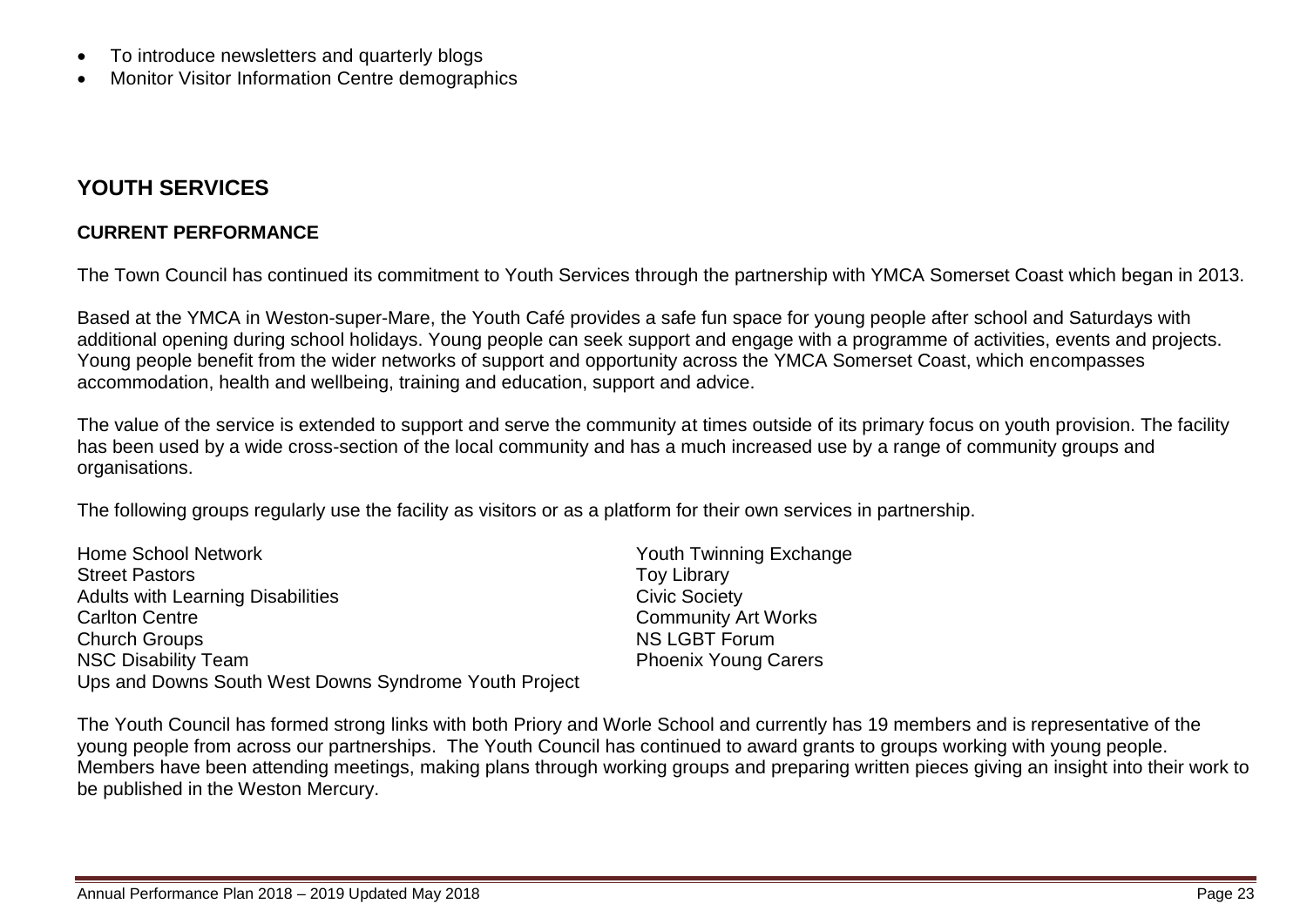- To introduce newsletters and quarterly blogs
- Monitor Visitor Information Centre demographics

## YOUTH SERVICES

### CURRENT PERFORMANCE

The Town Council has continued its commitment to Youth Services through the partnership with YMCA Somerset Coast which began in 2013.

Based at the YMCA in Weston-super-Mare, the Youth Café provides a safe fun space for young people after school and Saturdays with additional opening during school holidays. Young people can seek support and engage with a programme of activities, events and projects. Young people benefit from the wider networks of support and opportunity across the YMCA Somerset Coast, which encompasses accommodation, health and wellbeing, training and education, support and advice.

The value of the service is extended to support and serve the community at times outside of its primary focus on youth provision. The facility has been used by a wide cross-section of the local community and has a much increased use by a range of community groups and organisations.

The following groups regularly use the facility as visitors or as a platform for their own services in partnership.

Home School Network
Street Pastors
Adults with Learning Disabilities
Carlton Centre
Church Groups
NSC Disability Team
Ups and Downs South West Downs Syndrome Youth Project
Youth Twinning Exchange
Toy Library
Civic Society
Community Art Works
NS LGBT Forum
Phoenix Young Carers

The Youth Council has formed strong links with both Priory and Worle School and currently has 19 members and is representative of the young people from across our partnerships. The Youth Council has continued to award grants to groups working with young people. Members have been attending meetings, making plans through working groups and preparing written pieces giving an insight into their work to be published in the Weston Mercury.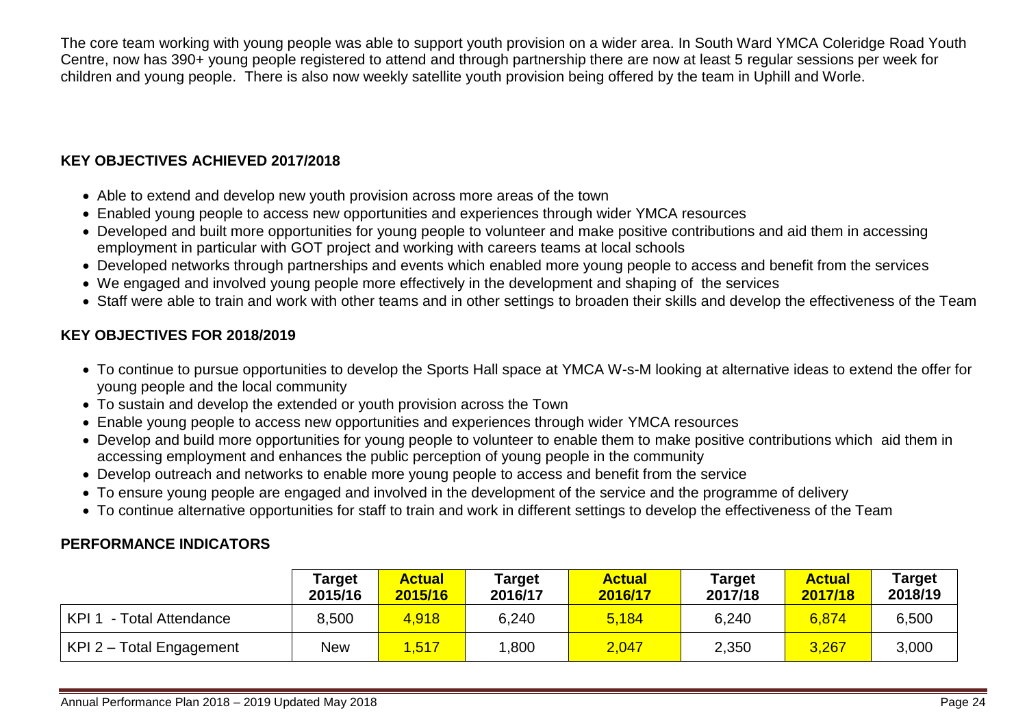The core team working with young people was able to support youth provision on a wider area. In South Ward YMCA Coleridge Road Youth Centre, now has 390+ young people registered to attend and through partnership there are now at least 5 regular sessions per week for children and young people. There is also now weekly satellite youth provision being offered by the team in Uphill and Worle.

### KEY OBJECTIVES ACHIEVED 2017/2018

- Able to extend and develop new youth provision across more areas of the town
- Enabled young people to access new opportunities and experiences through wider YMCA resources
- Developed and built more opportunities for young people to volunteer and make positive contributions and aid them in accessing employment in particular with GOT project and working with careers teams at local schools
- Developed networks through partnerships and events which enabled more young people to access and benefit from the services
- We engaged and involved young people more effectively in the development and shaping of the services
- Staff were able to train and work with other teams and in other settings to broaden their skills and develop the effectiveness of the Team

### KEY OBJECTIVES FOR 2018/2019

- To continue to pursue opportunities to develop the Sports Hall space at YMCA W-s-M looking at alternative ideas to extend the offer for young people and the local community
- To sustain and develop the extended or youth provision across the Town
- Enable young people to access new opportunities and experiences through wider YMCA resources
- Develop and build more opportunities for young people to volunteer to enable them to make positive contributions which aid them in accessing employment and enhances the public perception of young people in the community
- Develop outreach and networks to enable more young people to access and benefit from the service
- To ensure young people are engaged and involved in the development of the service and the programme of delivery
- To continue alternative opportunities for staff to train and work in different settings to develop the effectiveness of the Team

### PERFORMANCE INDICATORS

| | Target 2015/16 | Actual 2015/16 | Target 2016/17 | Actual 2016/17 | Target 2017/18 | Actual 2017/18 | Target 2018/19 |
|---|---|---|---|---|---|---|---|
| KPI 1 - Total Attendance | 8,500 | 4,918 | 6,240 | 5,184 | 6,240 | 6,874 | 6,500 |
| KPI 2 – Total Engagement | New | 1,517 | 1,800 | 2,047 | 2,350 | 3,267 | 3,000 |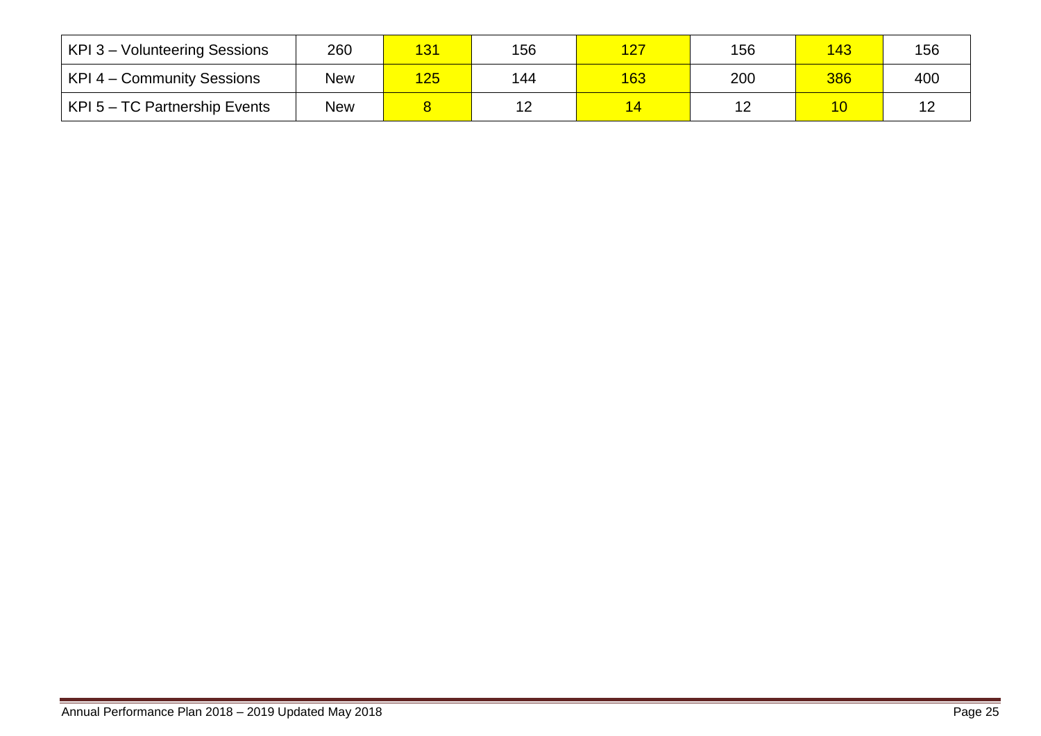| | | | | | | | |
|---|---|---|---|---|---|---|---|
| KPI 3 – Volunteering Sessions | 260 | 131 | 156 | 127 | 156 | 143 | 156 |
| KPI 4 – Community Sessions | New | 125 | 144 | 163 | 200 | 386 | 400 |
| KPI 5 – TC Partnership Events | New | 8 | 12 | 14 | 12 | 10 | 12 |